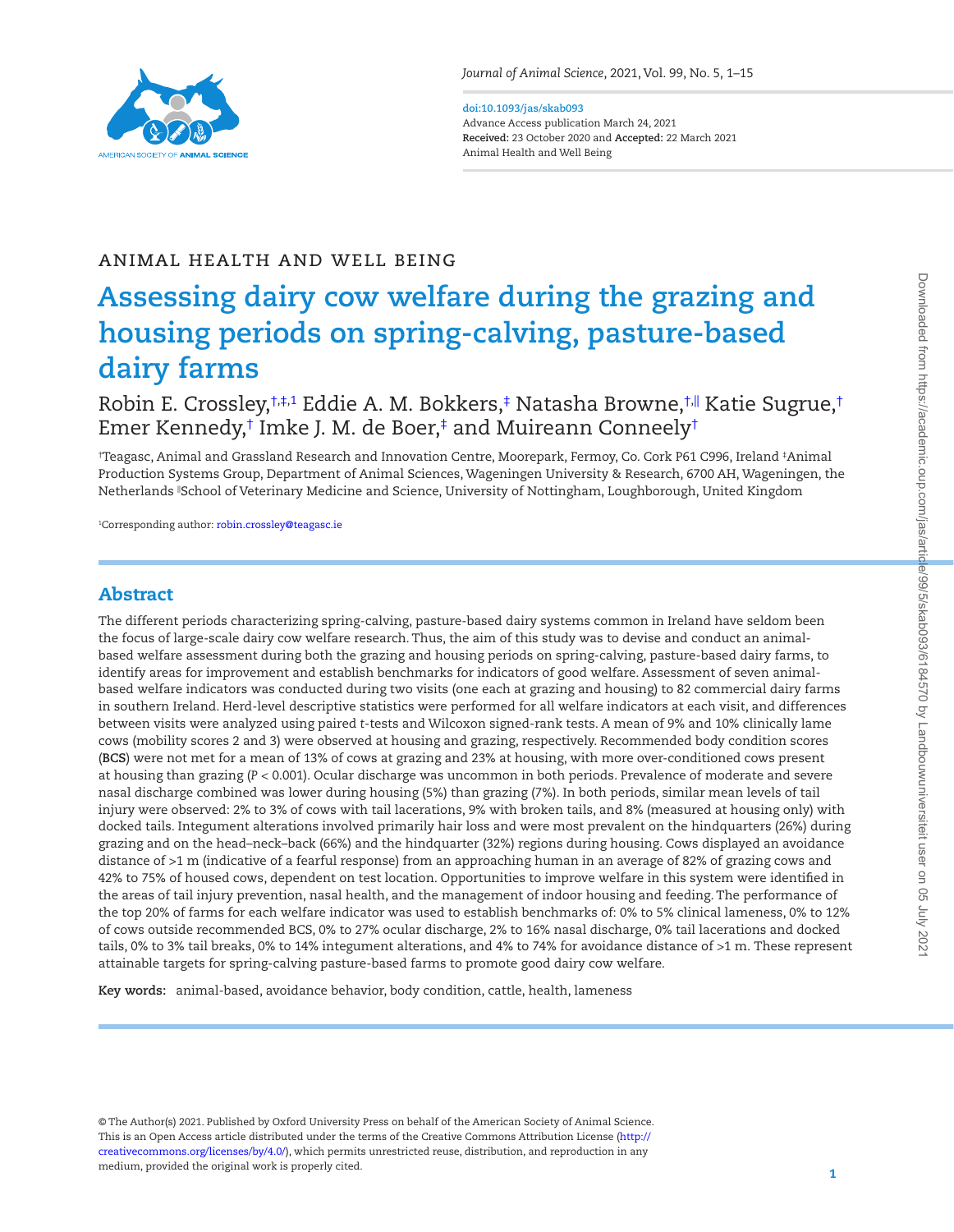ANIMAL HEALTH AND WELL BEING

# Assessing dairy cow welfare during the grazing and housing periods on spring-calving, pasture-based dairy farms

Robin E. Crossley,[†,‡,1] Eddie A. M. Bokkers,[‡] Natasha Browne,[†,||] Katie Sugrue,[†] Emer Kennedy,[†] Imke J. M. de Boer,[‡] and Muireann Conneely[†]

[†]Teagasc, Animal and Grassland Research and Innovation Centre, Moorepark, Fermoy, Co. Cork P61 C996, Ireland [‡]Animal Production Systems Group, Department of Animal Sciences, Wageningen University & Research, 6700 AH, Wageningen, the Netherlands [||]School of Veterinary Medicine and Science, University of Nottingham, Loughborough, United Kingdom

[1]Corresponding author: robin.crossley@teagasc.ie

## Abstract

The different periods characterizing spring-calving, pasture-based dairy systems common in Ireland have seldom been the focus of large-scale dairy cow welfare research. Thus, the aim of this study was to devise and conduct an animal-based welfare assessment during both the grazing and housing periods on spring-calving, pasture-based dairy farms, to identify areas for improvement and establish benchmarks for indicators of good welfare. Assessment of seven animal-based welfare indicators was conducted during two visits (one each at grazing and housing) to 82 commercial dairy farms in southern Ireland. Herd-level descriptive statistics were performed for all welfare indicators at each visit, and differences between visits were analyzed using paired *t*-tests and Wilcoxon signed-rank tests. A mean of 9% and 10% clinically lame cows (mobility scores 2 and 3) were observed at housing and grazing, respectively. Recommended body condition scores (**BCS**) were not met for a mean of 13% of cows at grazing and 23% at housing, with more over-conditioned cows present at housing than grazing ($P < 0.001$). Ocular discharge was uncommon in both periods. Prevalence of moderate and severe nasal discharge combined was lower during housing (5%) than grazing (7%). In both periods, similar mean levels of tail injury were observed: 2% to 3% of cows with tail lacerations, 9% with broken tails, and 8% (measured at housing only) with docked tails. Integument alterations involved primarily hair loss and were most prevalent on the hindquarters (26%) during grazing and on the head–neck–back (66%) and the hindquarter (32%) regions during housing. Cows displayed an avoidance distance of >1 m (indicative of a fearful response) from an approaching human in an average of 82% of grazing cows and 42% to 75% of housed cows, dependent on test location. Opportunities to improve welfare in this system were identified in the areas of tail injury prevention, nasal health, and the management of indoor housing and feeding. The performance of the top 20% of farms for each welfare indicator was used to establish benchmarks of: 0% to 5% clinical lameness, 0% to 12% of cows outside recommended BCS, 0% to 27% ocular discharge, 2% to 16% nasal discharge, 0% tail lacerations and docked tails, 0% to 3% tail breaks, 0% to 14% integument alterations, and 4% to 74% for avoidance distance of >1 m. These represent attainable targets for spring-calving pasture-based farms to promote good dairy cow welfare.

**Key words:** animal-based, avoidance behavior, body condition, cattle, health, lameness

© The Author(s) 2021. Published by Oxford University Press on behalf of the American Society of Animal Science. This is an Open Access article distributed under the terms of the Creative Commons Attribution License (http://creativecommons.org/licenses/by/4.0/), which permits unrestricted reuse, distribution, and reproduction in any medium, provided the original work is properly cited.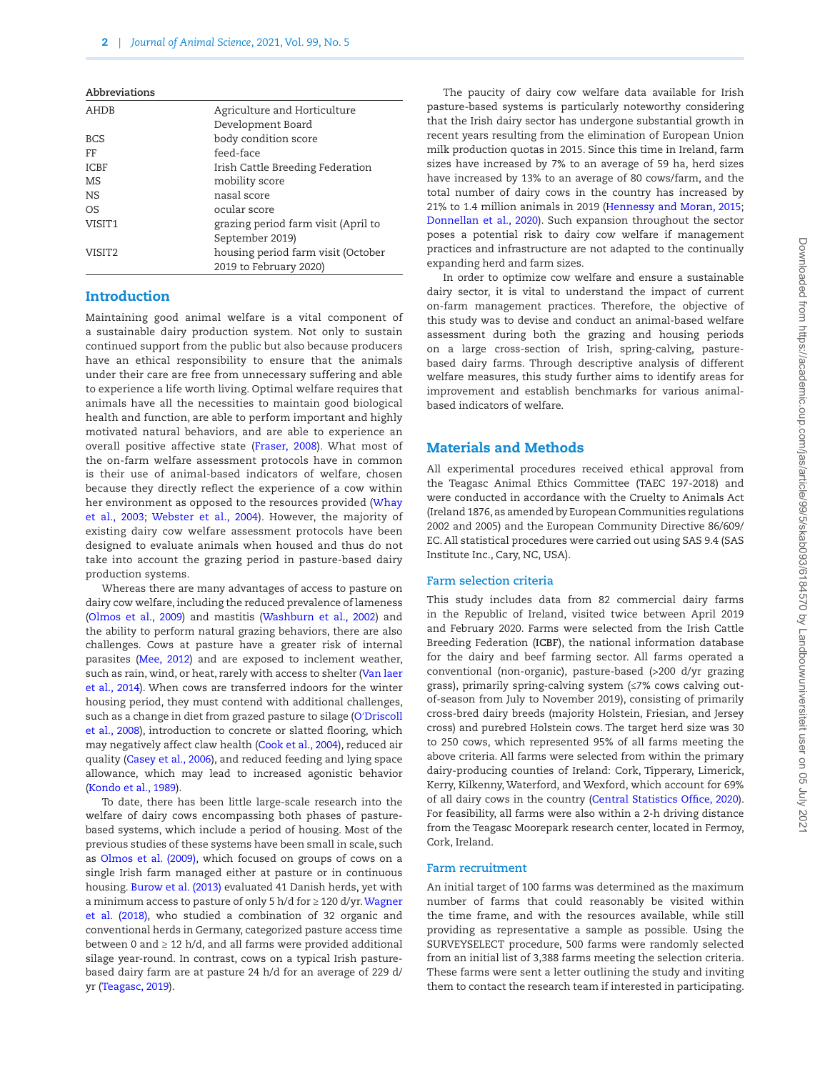**Abbreviations**

| | |
|---|---|
| AHDB | Agriculture and Horticulture Development Board |
| BCS | body condition score |
| FF | feed-face |
| ICBF | Irish Cattle Breeding Federation |
| MS | mobility score |
| NS | nasal score |
| OS | ocular score |
| VISIT1 | grazing period farm visit (April to September 2019) |
| VISIT2 | housing period farm visit (October 2019 to February 2020) |

## Introduction

Maintaining good animal welfare is a vital component of a sustainable dairy production system. Not only to sustain continued support from the public but also because producers have an ethical responsibility to ensure that the animals under their care are free from unnecessary suffering and able to experience a life worth living. Optimal welfare requires that animals have all the necessities to maintain good biological health and function, are able to perform important and highly motivated natural behaviors, and are able to experience an overall positive affective state (Fraser, 2008). What most of the on-farm welfare assessment protocols have in common is their use of animal-based indicators of welfare, chosen because they directly reflect the experience of a cow within her environment as opposed to the resources provided (Whay et al., 2003; Webster et al., 2004). However, the majority of existing dairy cow welfare assessment protocols have been designed to evaluate animals when housed and thus do not take into account the grazing period in pasture-based dairy production systems.

Whereas there are many advantages of access to pasture on dairy cow welfare, including the reduced prevalence of lameness (Olmos et al., 2009) and mastitis (Washburn et al., 2002) and the ability to perform natural grazing behaviors, there are also challenges. Cows at pasture have a greater risk of internal parasites (Mee, 2012) and are exposed to inclement weather, such as rain, wind, or heat, rarely with access to shelter (Van laer et al., 2014). When cows are transferred indoors for the winter housing period, they must contend with additional challenges, such as a change in diet from grazed pasture to silage (O′Driscoll et al., 2008), introduction to concrete or slatted flooring, which may negatively affect claw health (Cook et al., 2004), reduced air quality (Casey et al., 2006), and reduced feeding and lying space allowance, which may lead to increased agonistic behavior (Kondo et al., 1989).

To date, there has been little large-scale research into the welfare of dairy cows encompassing both phases of pasture-based systems, which include a period of housing. Most of the previous studies of these systems have been small in scale, such as Olmos et al. (2009), which focused on groups of cows on a single Irish farm managed either at pasture or in continuous housing. Burow et al. (2013) evaluated 41 Danish herds, yet with a minimum access to pasture of only 5 h/d for ≥ 120 d/yr. Wagner et al. (2018), who studied a combination of 32 organic and conventional herds in Germany, categorized pasture access time between 0 and ≥ 12 h/d, and all farms were provided additional silage year-round. In contrast, cows on a typical Irish pasture-based dairy farm are at pasture 24 h/d for an average of 229 d/yr (Teagasc, 2019).

The paucity of dairy cow welfare data available for Irish pasture-based systems is particularly noteworthy considering that the Irish dairy sector has undergone substantial growth in recent years resulting from the elimination of European Union milk production quotas in 2015. Since this time in Ireland, farm sizes have increased by 7% to an average of 59 ha, herd sizes have increased by 13% to an average of 80 cows/farm, and the total number of dairy cows in the country has increased by 21% to 1.4 million animals in 2019 (Hennessy and Moran, 2015; Donnellan et al., 2020). Such expansion throughout the sector poses a potential risk to dairy cow welfare if management practices and infrastructure are not adapted to the continually expanding herd and farm sizes.

In order to optimize cow welfare and ensure a sustainable dairy sector, it is vital to understand the impact of current on-farm management practices. Therefore, the objective of this study was to devise and conduct an animal-based welfare assessment during both the grazing and housing periods on a large cross-section of Irish, spring-calving, pasture-based dairy farms. Through descriptive analysis of different welfare measures, this study further aims to identify areas for improvement and establish benchmarks for various animal-based indicators of welfare.

## Materials and Methods

All experimental procedures received ethical approval from the Teagasc Animal Ethics Committee (TAEC 197-2018) and were conducted in accordance with the Cruelty to Animals Act (Ireland 1876, as amended by European Communities regulations 2002 and 2005) and the European Community Directive 86/609/EC. All statistical procedures were carried out using SAS 9.4 (SAS Institute Inc., Cary, NC, USA).

### Farm selection criteria

This study includes data from 82 commercial dairy farms in the Republic of Ireland, visited twice between April 2019 and February 2020. Farms were selected from the Irish Cattle Breeding Federation (**ICBF**), the national information database for the dairy and beef farming sector. All farms operated a conventional (non-organic), pasture-based (>200 d/yr grazing grass), primarily spring-calving system (≤7% cows calving out-of-season from July to November 2019), consisting of primarily cross-bred dairy breeds (majority Holstein, Friesian, and Jersey cross) and purebred Holstein cows. The target herd size was 30 to 250 cows, which represented 95% of all farms meeting the above criteria. All farms were selected from within the primary dairy-producing counties of Ireland: Cork, Tipperary, Limerick, Kerry, Kilkenny, Waterford, and Wexford, which account for 69% of all dairy cows in the country (Central Statistics Office, 2020). For feasibility, all farms were also within a 2-h driving distance from the Teagasc Moorepark research center, located in Fermoy, Cork, Ireland.

### Farm recruitment

An initial target of 100 farms was determined as the maximum number of farms that could reasonably be visited within the time frame, and with the resources available, while still providing as representative a sample as possible. Using the SURVEYSELECT procedure, 500 farms were randomly selected from an initial list of 3,388 farms meeting the selection criteria. These farms were sent a letter outlining the study and inviting them to contact the research team if interested in participating.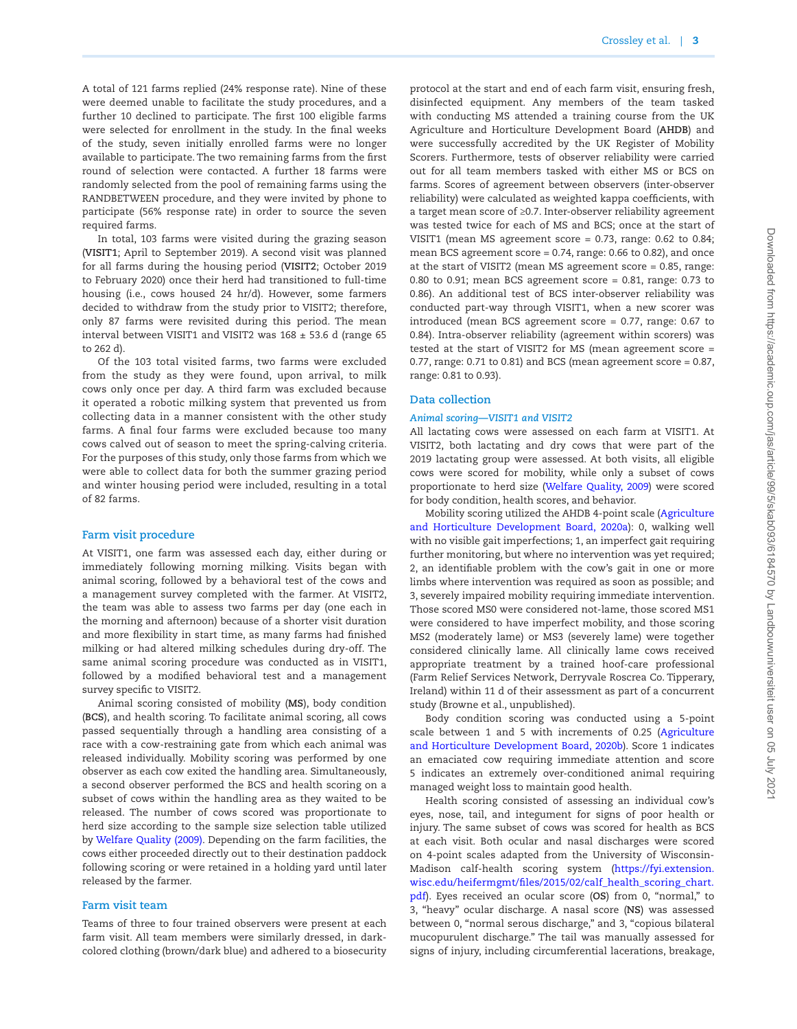A total of 121 farms replied (24% response rate). Nine of these were deemed unable to facilitate the study procedures, and a further 10 declined to participate. The first 100 eligible farms were selected for enrollment in the study. In the final weeks of the study, seven initially enrolled farms were no longer available to participate. The two remaining farms from the first round of selection were contacted. A further 18 farms were randomly selected from the pool of remaining farms using the RANDBETWEEN procedure, and they were invited by phone to participate (56% response rate) in order to source the seven required farms.

In total, 103 farms were visited during the grazing season (**VISIT1**; April to September 2019). A second visit was planned for all farms during the housing period (**VISIT2**; October 2019 to February 2020) once their herd had transitioned to full-time housing (i.e., cows housed 24 hr/d). However, some farmers decided to withdraw from the study prior to VISIT2; therefore, only 87 farms were revisited during this period. The mean interval between VISIT1 and VISIT2 was 168 ± 53.6 d (range 65 to 262 d).

Of the 103 total visited farms, two farms were excluded from the study as they were found, upon arrival, to milk cows only once per day. A third farm was excluded because it operated a robotic milking system that prevented us from collecting data in a manner consistent with the other study farms. A final four farms were excluded because too many cows calved out of season to meet the spring-calving criteria. For the purposes of this study, only those farms from which we were able to collect data for both the summer grazing period and winter housing period were included, resulting in a total of 82 farms.

## Farm visit procedure

At VISIT1, one farm was assessed each day, either during or immediately following morning milking. Visits began with animal scoring, followed by a behavioral test of the cows and a management survey completed with the farmer. At VISIT2, the team was able to assess two farms per day (one each in the morning and afternoon) because of a shorter visit duration and more flexibility in start time, as many farms had finished milking or had altered milking schedules during dry-off. The same animal scoring procedure was conducted as in VISIT1, followed by a modified behavioral test and a management survey specific to VISIT2.

Animal scoring consisted of mobility (**MS**), body condition (**BCS**), and health scoring. To facilitate animal scoring, all cows passed sequentially through a handling area consisting of a race with a cow-restraining gate from which each animal was released individually. Mobility scoring was performed by one observer as each cow exited the handling area. Simultaneously, a second observer performed the BCS and health scoring on a subset of cows within the handling area as they waited to be released. The number of cows scored was proportionate to herd size according to the sample size selection table utilized by Welfare Quality (2009). Depending on the farm facilities, the cows either proceeded directly out to their destination paddock following scoring or were retained in a holding yard until later released by the farmer.

## Farm visit team

Teams of three to four trained observers were present at each farm visit. All team members were similarly dressed, in dark-colored clothing (brown/dark blue) and adhered to a biosecurity protocol at the start and end of each farm visit, ensuring fresh, disinfected equipment. Any members of the team tasked with conducting MS attended a training course from the UK Agriculture and Horticulture Development Board (**AHDB**) and were successfully accredited by the UK Register of Mobility Scorers. Furthermore, tests of observer reliability were carried out for all team members tasked with either MS or BCS on farms. Scores of agreement between observers (inter-observer reliability) were calculated as weighted kappa coefficients, with a target mean score of ≥0.7. Inter-observer reliability agreement was tested twice for each of MS and BCS; once at the start of VISIT1 (mean MS agreement score = 0.73, range: 0.62 to 0.84; mean BCS agreement score = 0.74, range: 0.66 to 0.82), and once at the start of VISIT2 (mean MS agreement score = 0.85, range: 0.80 to 0.91; mean BCS agreement score = 0.81, range: 0.73 to 0.86). An additional test of BCS inter-observer reliability was conducted part-way through VISIT1, when a new scorer was introduced (mean BCS agreement score = 0.77, range: 0.67 to 0.84). Intra-observer reliability (agreement within scorers) was tested at the start of VISIT2 for MS (mean agreement score = 0.77, range: 0.71 to 0.81) and BCS (mean agreement score = 0.87, range: 0.81 to 0.93).

## Data collection

### *Animal scoring—VISIT1 and VISIT2*

All lactating cows were assessed on each farm at VISIT1. At VISIT2, both lactating and dry cows that were part of the 2019 lactating group were assessed. At both visits, all eligible cows were scored for mobility, while only a subset of cows proportionate to herd size (Welfare Quality, 2009) were scored for body condition, health scores, and behavior.

Mobility scoring utilized the AHDB 4-point scale (Agriculture and Horticulture Development Board, 2020a): 0, walking well with no visible gait imperfections; 1, an imperfect gait requiring further monitoring, but where no intervention was yet required; 2, an identifiable problem with the cow's gait in one or more limbs where intervention was required as soon as possible; and 3, severely impaired mobility requiring immediate intervention. Those scored MS0 were considered not-lame, those scored MS1 were considered to have imperfect mobility, and those scoring MS2 (moderately lame) or MS3 (severely lame) were together considered clinically lame. All clinically lame cows received appropriate treatment by a trained hoof-care professional (Farm Relief Services Network, Derryvale Roscrea Co. Tipperary, Ireland) within 11 d of their assessment as part of a concurrent study (Browne et al., unpublished).

Body condition scoring was conducted using a 5-point scale between 1 and 5 with increments of 0.25 (Agriculture and Horticulture Development Board, 2020b). Score 1 indicates an emaciated cow requiring immediate attention and score 5 indicates an extremely over-conditioned animal requiring managed weight loss to maintain good health.

Health scoring consisted of assessing an individual cow's eyes, nose, tail, and integument for signs of poor health or injury. The same subset of cows was scored for health as BCS at each visit. Both ocular and nasal discharges were scored on 4-point scales adapted from the University of Wisconsin-Madison calf-health scoring system (https://fyi.extension.wisc.edu/heifermgmt/files/2015/02/calf_health_scoring_chart.pdf). Eyes received an ocular score (**OS**) from 0, "normal," to 3, "heavy" ocular discharge. A nasal score (**NS**) was assessed between 0, "normal serous discharge," and 3, "copious bilateral mucopurulent discharge." The tail was manually assessed for signs of injury, including circumferential lacerations, breakage,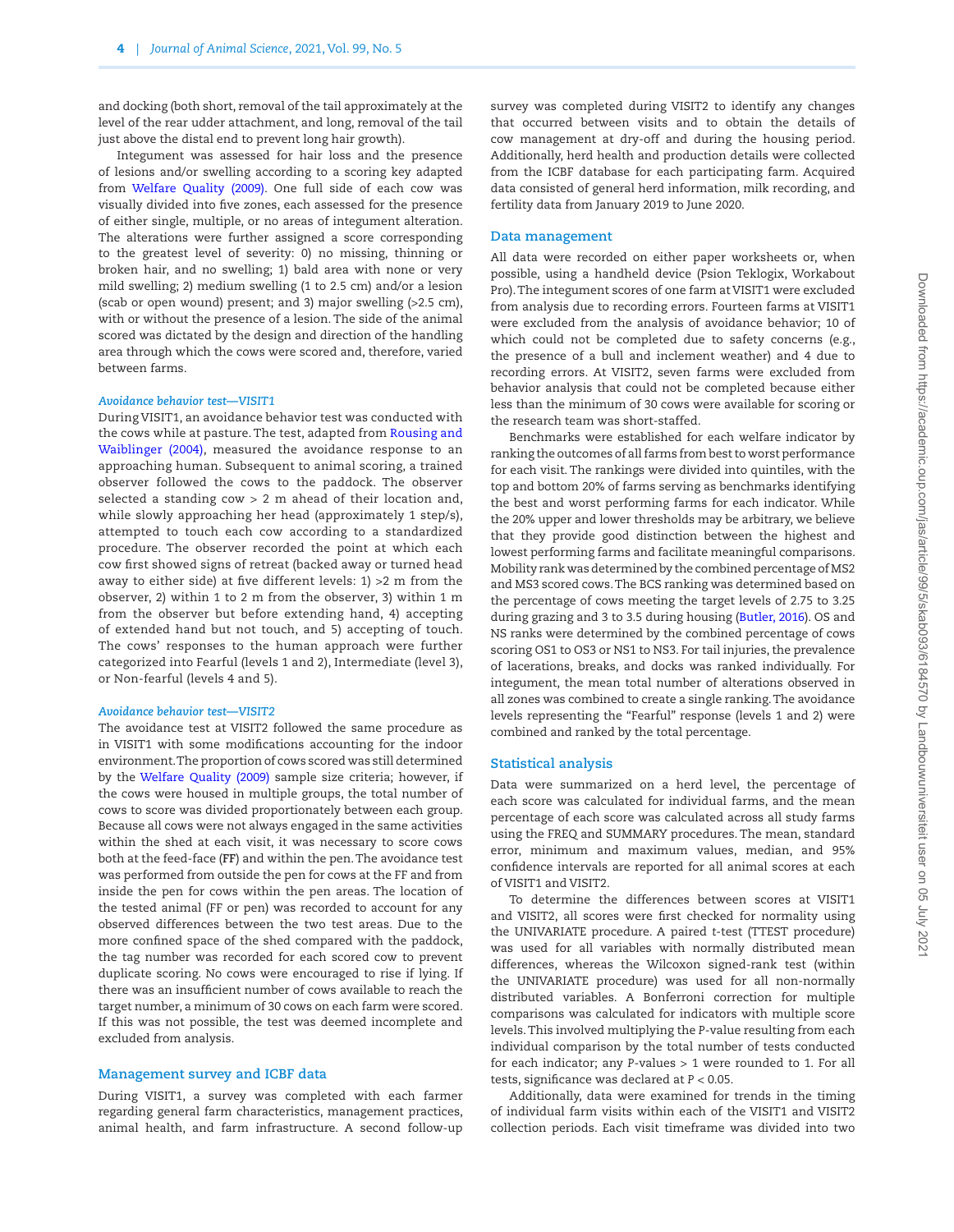and docking (both short, removal of the tail approximately at the level of the rear udder attachment, and long, removal of the tail just above the distal end to prevent long hair growth).

Integument was assessed for hair loss and the presence of lesions and/or swelling according to a scoring key adapted from Welfare Quality (2009). One full side of each cow was visually divided into five zones, each assessed for the presence of either single, multiple, or no areas of integument alteration. The alterations were further assigned a score corresponding to the greatest level of severity: 0) no missing, thinning or broken hair, and no swelling; 1) bald area with none or very mild swelling; 2) medium swelling (1 to 2.5 cm) and/or a lesion (scab or open wound) present; and 3) major swelling (>2.5 cm), with or without the presence of a lesion. The side of the animal scored was dictated by the design and direction of the handling area through which the cows were scored and, therefore, varied between farms.

#### *Avoidance behavior test—VISIT1*

During VISIT1, an avoidance behavior test was conducted with the cows while at pasture. The test, adapted from Rousing and Waiblinger (2004), measured the avoidance response to an approaching human. Subsequent to animal scoring, a trained observer followed the cows to the paddock. The observer selected a standing cow > 2 m ahead of their location and, while slowly approaching her head (approximately 1 step/s), attempted to touch each cow according to a standardized procedure. The observer recorded the point at which each cow first showed signs of retreat (backed away or turned head away to either side) at five different levels: 1) >2 m from the observer, 2) within 1 to 2 m from the observer, 3) within 1 m from the observer but before extending hand, 4) accepting of extended hand but not touch, and 5) accepting of touch. The cows' responses to the human approach were further categorized into Fearful (levels 1 and 2), Intermediate (level 3), or Non-fearful (levels 4 and 5).

#### *Avoidance behavior test—VISIT2*

The avoidance test at VISIT2 followed the same procedure as in VISIT1 with some modifications accounting for the indoor environment. The proportion of cows scored was still determined by the Welfare Quality (2009) sample size criteria; however, if the cows were housed in multiple groups, the total number of cows to score was divided proportionately between each group. Because all cows were not always engaged in the same activities within the shed at each visit, it was necessary to score cows both at the feed-face (**FF**) and within the pen. The avoidance test was performed from outside the pen for cows at the FF and from inside the pen for cows within the pen areas. The location of the tested animal (FF or pen) was recorded to account for any observed differences between the two test areas. Due to the more confined space of the shed compared with the paddock, the tag number was recorded for each scored cow to prevent duplicate scoring. No cows were encouraged to rise if lying. If there was an insufficient number of cows available to reach the target number, a minimum of 30 cows on each farm were scored. If this was not possible, the test was deemed incomplete and excluded from analysis.

### Management survey and ICBF data

During VISIT1, a survey was completed with each farmer regarding general farm characteristics, management practices, animal health, and farm infrastructure. A second follow-up survey was completed during VISIT2 to identify any changes that occurred between visits and to obtain the details of cow management at dry-off and during the housing period. Additionally, herd health and production details were collected from the ICBF database for each participating farm. Acquired data consisted of general herd information, milk recording, and fertility data from January 2019 to June 2020.

### Data management

All data were recorded on either paper worksheets or, when possible, using a handheld device (Psion Teklogix, Workabout Pro). The integument scores of one farm at VISIT1 were excluded from analysis due to recording errors. Fourteen farms at VISIT1 were excluded from the analysis of avoidance behavior; 10 of which could not be completed due to safety concerns (e.g., the presence of a bull and inclement weather) and 4 due to recording errors. At VISIT2, seven farms were excluded from behavior analysis that could not be completed because either less than the minimum of 30 cows were available for scoring or the research team was short-staffed.

Benchmarks were established for each welfare indicator by ranking the outcomes of all farms from best to worst performance for each visit. The rankings were divided into quintiles, with the top and bottom 20% of farms serving as benchmarks identifying the best and worst performing farms for each indicator. While the 20% upper and lower thresholds may be arbitrary, we believe that they provide good distinction between the highest and lowest performing farms and facilitate meaningful comparisons. Mobility rank was determined by the combined percentage of MS2 and MS3 scored cows. The BCS ranking was determined based on the percentage of cows meeting the target levels of 2.75 to 3.25 during grazing and 3 to 3.5 during housing (Butler, 2016). OS and NS ranks were determined by the combined percentage of cows scoring OS1 to OS3 or NS1 to NS3. For tail injuries, the prevalence of lacerations, breaks, and docks was ranked individually. For integument, the mean total number of alterations observed in all zones was combined to create a single ranking. The avoidance levels representing the "Fearful" response (levels 1 and 2) were combined and ranked by the total percentage.

### Statistical analysis

Data were summarized on a herd level, the percentage of each score was calculated for individual farms, and the mean percentage of each score was calculated across all study farms using the FREQ and SUMMARY procedures. The mean, standard error, minimum and maximum values, median, and 95% confidence intervals are reported for all animal scores at each of VISIT1 and VISIT2.

To determine the differences between scores at VISIT1 and VISIT2, all scores were first checked for normality using the UNIVARIATE procedure. A paired *t*-test (TTEST procedure) was used for all variables with normally distributed mean differences, whereas the Wilcoxon signed-rank test (within the UNIVARIATE procedure) was used for all non-normally distributed variables. A Bonferroni correction for multiple comparisons was calculated for indicators with multiple score levels. This involved multiplying the *P*-value resulting from each individual comparison by the total number of tests conducted for each indicator; any *P*-values > 1 were rounded to 1. For all tests, significance was declared at $P < 0.05$.

Additionally, data were examined for trends in the timing of individual farm visits within each of the VISIT1 and VISIT2 collection periods. Each visit timeframe was divided into two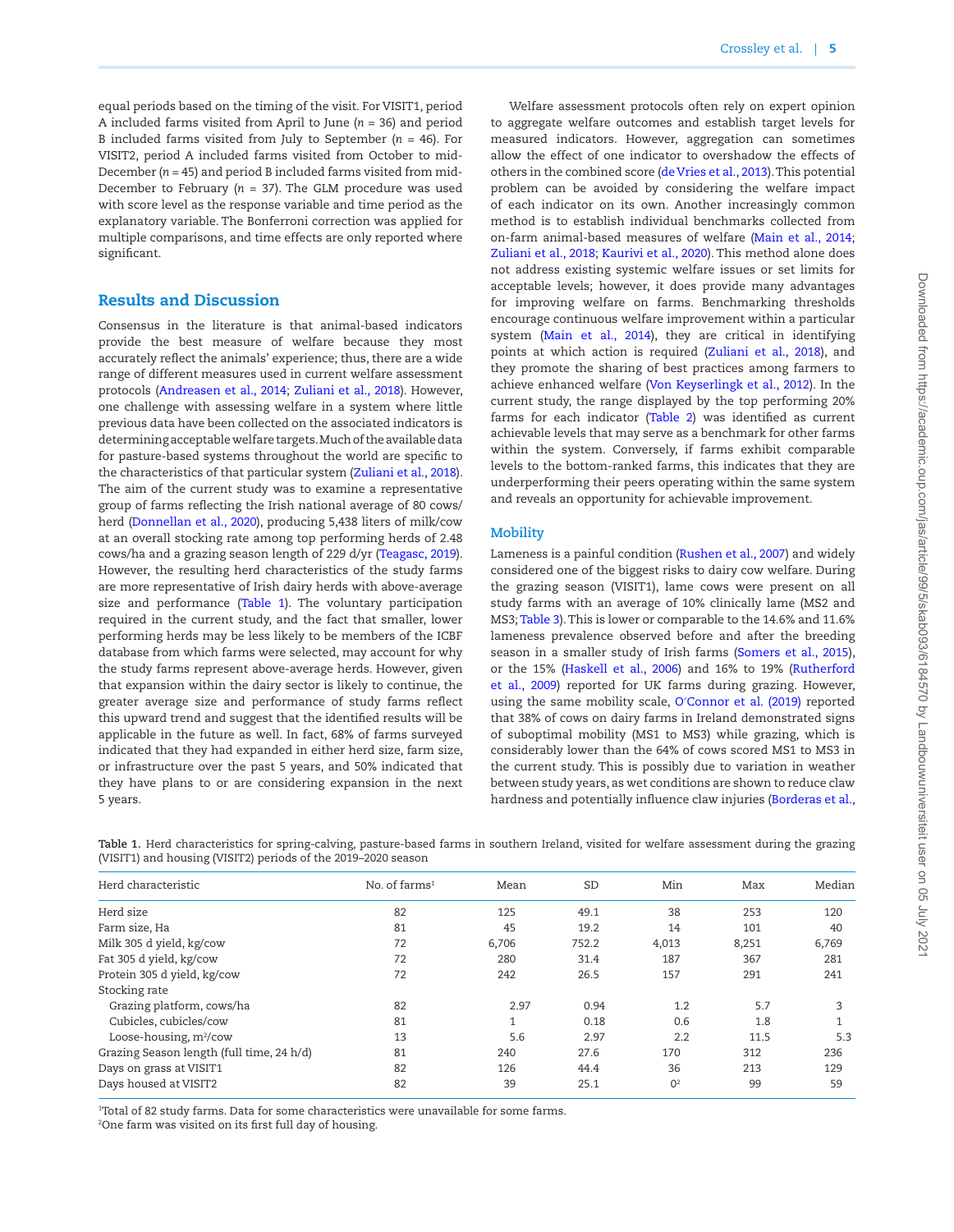equal periods based on the timing of the visit. For VISIT1, period A included farms visited from April to June ($n$ = 36) and period B included farms visited from July to September ($n$ = 46). For VISIT2, period A included farms visited from October to mid-December ($n$ = 45) and period B included farms visited from mid-December to February ($n$ = 37). The GLM procedure was used with score level as the response variable and time period as the explanatory variable. The Bonferroni correction was applied for multiple comparisons, and time effects are only reported where significant.

## Results and Discussion

Consensus in the literature is that animal-based indicators provide the best measure of welfare because they most accurately reflect the animals' experience; thus, there are a wide range of different measures used in current welfare assessment protocols (Andreasen et al., 2014; Zuliani et al., 2018). However, one challenge with assessing welfare in a system where little previous data have been collected on the associated indicators is determining acceptable welfare targets. Much of the available data for pasture-based systems throughout the world are specific to the characteristics of that particular system (Zuliani et al., 2018). The aim of the current study was to examine a representative group of farms reflecting the Irish national average of 80 cows/herd (Donnellan et al., 2020), producing 5,438 liters of milk/cow at an overall stocking rate among top performing herds of 2.48 cows/ha and a grazing season length of 229 d/yr (Teagasc, 2019). However, the resulting herd characteristics of the study farms are more representative of Irish dairy herds with above-average size and performance (Table 1). The voluntary participation required in the current study, and the fact that smaller, lower performing herds may be less likely to be members of the ICBF database from which farms were selected, may account for why the study farms represent above-average herds. However, given that expansion within the dairy sector is likely to continue, the greater average size and performance of study farms reflect this upward trend and suggest that the identified results will be applicable in the future as well. In fact, 68% of farms surveyed indicated that they had expanded in either herd size, farm size, or infrastructure over the past 5 years, and 50% indicated that they have plans to or are considering expansion in the next 5 years.

Welfare assessment protocols often rely on expert opinion to aggregate welfare outcomes and establish target levels for measured indicators. However, aggregation can sometimes allow the effect of one indicator to overshadow the effects of others in the combined score (de Vries et al., 2013). This potential problem can be avoided by considering the welfare impact of each indicator on its own. Another increasingly common method is to establish individual benchmarks collected from on-farm animal-based measures of welfare (Main et al., 2014; Zuliani et al., 2018; Kaurivi et al., 2020). This method alone does not address existing systemic welfare issues or set limits for acceptable levels; however, it does provide many advantages for improving welfare on farms. Benchmarking thresholds encourage continuous welfare improvement within a particular system (Main et al., 2014), they are critical in identifying points at which action is required (Zuliani et al., 2018), and they promote the sharing of best practices among farmers to achieve enhanced welfare (Von Keyserlingk et al., 2012). In the current study, the range displayed by the top performing 20% farms for each indicator (Table 2) was identified as current achievable levels that may serve as a benchmark for other farms within the system. Conversely, if farms exhibit comparable levels to the bottom-ranked farms, this indicates that they are underperforming their peers operating within the same system and reveals an opportunity for achievable improvement.

### Mobility

Lameness is a painful condition (Rushen et al., 2007) and widely considered one of the biggest risks to dairy cow welfare. During the grazing season (VISIT1), lame cows were present on all study farms with an average of 10% clinically lame (MS2 and MS3; Table 3). This is lower or comparable to the 14.6% and 11.6% lameness prevalence observed before and after the breeding season in a smaller study of Irish farms (Somers et al., 2015), or the 15% (Haskell et al., 2006) and 16% to 19% (Rutherford et al., 2009) reported for UK farms during grazing. However, using the same mobility scale, O′Connor et al. (2019) reported that 38% of cows on dairy farms in Ireland demonstrated signs of suboptimal mobility (MS1 to MS3) while grazing, which is considerably lower than the 64% of cows scored MS1 to MS3 in the current study. This is possibly due to variation in weather between study years, as wet conditions are shown to reduce claw hardness and potentially influence claw injuries (Borderas et al.,

**Table 1.** Herd characteristics for spring-calving, pasture-based farms in southern Ireland, visited for welfare assessment during the grazing (VISIT1) and housing (VISIT2) periods of the 2019–2020 season

| Herd characteristic | No. of farms[1] | Mean | SD | Min | Max | Median |
|---|---|---|---|---|---|---|
| Herd size | 82 | 125 | 49.1 | 38 | 253 | 120 |
| Farm size, Ha | 81 | 45 | 19.2 | 14 | 101 | 40 |
| Milk 305 d yield, kg/cow | 72 | 6,706 | 752.2 | 4,013 | 8,251 | 6,769 |
| Fat 305 d yield, kg/cow | 72 | 280 | 31.4 | 187 | 367 | 281 |
| Protein 305 d yield, kg/cow | 72 | 242 | 26.5 | 157 | 291 | 241 |
| Stocking rate | | | | | | |
| Grazing platform, cows/ha | 82 | 2.97 | 0.94 | 1.2 | 5.7 | 3 |
| Cubicles, cubicles/cow | 81 | 1 | 0.18 | 0.6 | 1.8 | 1 |
| Loose-housing, $m^2$/cow | 13 | 5.6 | 2.97 | 2.2 | 11.5 | 5.3 |
| Grazing Season length (full time, 24 h/d) | 81 | 240 | 27.6 | 170 | 312 | 236 |
| Days on grass at VISIT1 | 82 | 126 | 44.4 | 36 | 213 | 129 |
| Days housed at VISIT2 | 82 | 39 | 25.1 | 0[2] | 99 | 59 |

[1]Total of 82 study farms. Data for some characteristics were unavailable for some farms.
[2]One farm was visited on its first full day of housing.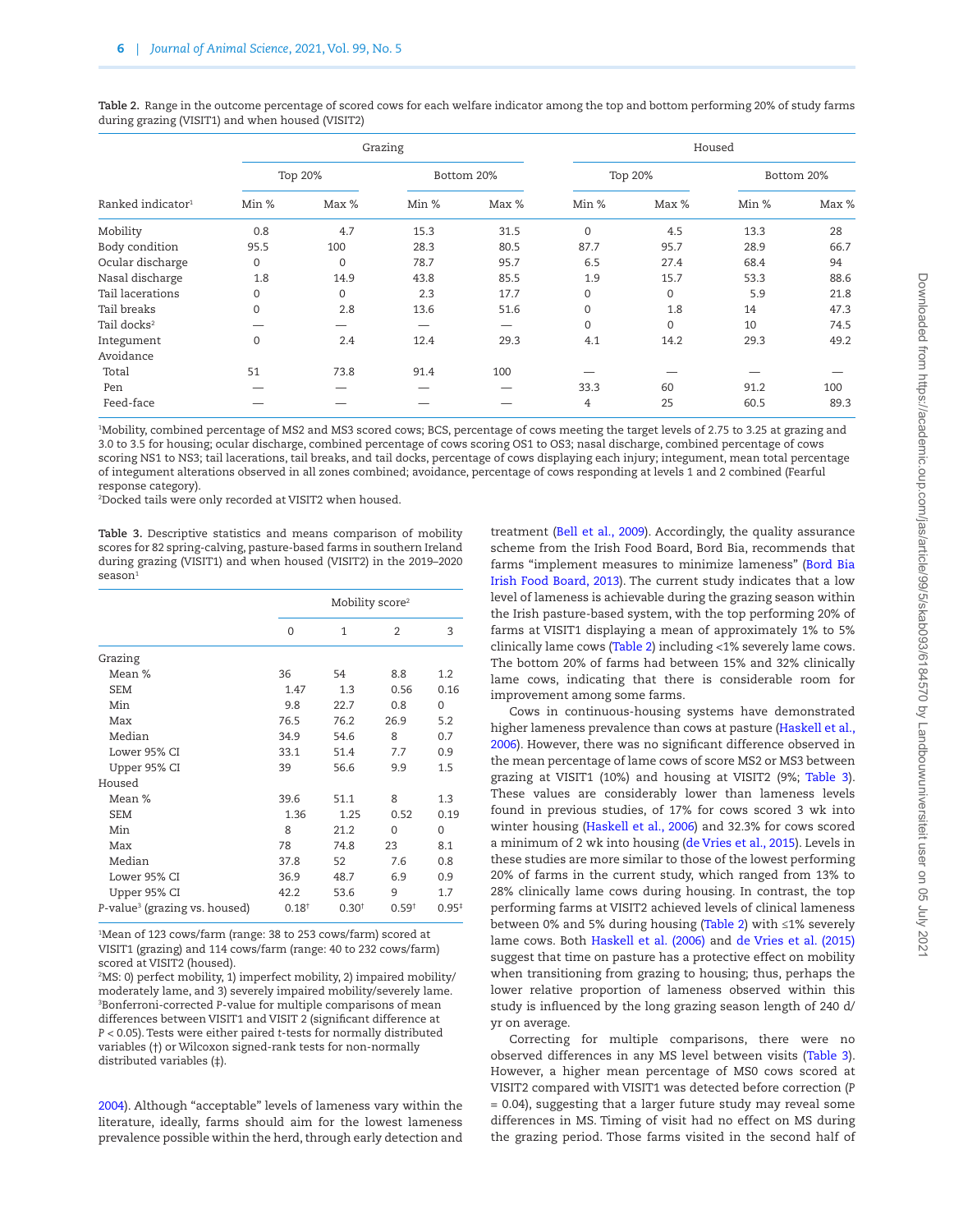**Table 2.** Range in the outcome percentage of scored cows for each welfare indicator among the top and bottom performing 20% of study farms during grazing (VISIT1) and when housed (VISIT2)

| | Grazing | | | | Housed | | | |
|---|---|---|---|---|---|---|---|---|
| | Top 20% | | Bottom 20% | | Top 20% | | Bottom 20% | |
| Ranked indicator[1] | Min % | Max % | Min % | Max % | Min % | Max % | Min % | Max % |
| Mobility | 0.8 | 4.7 | 15.3 | 31.5 | 0 | 4.5 | 13.3 | 28 |
| Body condition | 95.5 | 100 | 28.3 | 80.5 | 87.7 | 95.7 | 28.9 | 66.7 |
| Ocular discharge | 0 | 0 | 78.7 | 95.7 | 6.5 | 27.4 | 68.4 | 94 |
| Nasal discharge | 1.8 | 14.9 | 43.8 | 85.5 | 1.9 | 15.7 | 53.3 | 88.6 |
| Tail lacerations | 0 | 0 | 2.3 | 17.7 | 0 | 0 | 5.9 | 21.8 |
| Tail breaks | 0 | 2.8 | 13.6 | 51.6 | 0 | 1.8 | 14 | 47.3 |
| Tail docks[2] | — | — | — | — | 0 | 0 | 10 | 74.5 |
| Integument | 0 | 2.4 | 12.4 | 29.3 | 4.1 | 14.2 | 29.3 | 49.2 |
| Avoidance | | | | | | | | |
| Total | 51 | 73.8 | 91.4 | 100 | — | — | — | — |
| Pen | — | — | — | — | 33.3 | 60 | 91.2 | 100 |
| Feed-face | — | — | — | — | 4 | 25 | 60.5 | 89.3 |

[1]Mobility, combined percentage of MS2 and MS3 scored cows; BCS, percentage of cows meeting the target levels of 2.75 to 3.25 at grazing and 3.0 to 3.5 for housing; ocular discharge, combined percentage of cows scoring OS1 to OS3; nasal discharge, combined percentage of cows scoring NS1 to NS3; tail lacerations, tail breaks, and tail docks, percentage of cows displaying each injury; integument, mean total percentage of integument alterations observed in all zones combined; avoidance, percentage of cows responding at levels 1 and 2 combined (Fearful response category).
[2]Docked tails were only recorded at VISIT2 when housed.

**Table 3.** Descriptive statistics and means comparison of mobility scores for 82 spring-calving, pasture-based farms in southern Ireland during grazing (VISIT1) and when housed (VISIT2) in the 2019–2020 season[1]

| | Mobility score[2] | | | |
|---|---|---|---|---|
| | 0 | 1 | 2 | 3 |
| Grazing | | | | |
| Mean % | 36 | 54 | 8.8 | 1.2 |
| SEM | 1.47 | 1.3 | 0.56 | 0.16 |
| Min | 9.8 | 22.7 | 0.8 | 0 |
| Max | 76.5 | 76.2 | 26.9 | 5.2 |
| Median | 34.9 | 54.6 | 8 | 0.7 |
| Lower 95% CI | 33.1 | 51.4 | 7.7 | 0.9 |
| Upper 95% CI | 39 | 56.6 | 9.9 | 1.5 |
| Housed | | | | |
| Mean % | 39.6 | 51.1 | 8 | 1.3 |
| SEM | 1.36 | 1.25 | 0.52 | 0.19 |
| Min | 8 | 21.2 | 0 | 0 |
| Max | 78 | 74.8 | 23 | 8.1 |
| Median | 37.8 | 52 | 7.6 | 0.8 |
| Lower 95% CI | 36.9 | 48.7 | 6.9 | 0.9 |
| Upper 95% CI | 42.2 | 53.6 | 9 | 1.7 |
| P-value[3] (grazing vs. housed) | 0.18[†] | 0.30[†] | 0.59[†] | 0.95[‡] |

[1]Mean of 123 cows/farm (range: 38 to 253 cows/farm) scored at VISIT1 (grazing) and 114 cows/farm (range: 40 to 232 cows/farm) scored at VISIT2 (housed).
[2]MS: 0) perfect mobility, 1) imperfect mobility, 2) impaired mobility/moderately lame, and 3) severely impaired mobility/severely lame.
[3]Bonferroni-corrected P-value for multiple comparisons of mean differences between VISIT1 and VISIT 2 (significant difference at $P < 0.05$). Tests were either paired t-tests for normally distributed variables (†) or Wilcoxon signed-rank tests for non-normally distributed variables (‡).

2004). Although "acceptable" levels of lameness vary within the literature, ideally, farms should aim for the lowest lameness prevalence possible within the herd, through early detection and treatment (Bell et al., 2009). Accordingly, the quality assurance scheme from the Irish Food Board, Bord Bia, recommends that farms "implement measures to minimize lameness" (Bord Bia Irish Food Board, 2013). The current study indicates that a low level of lameness is achievable during the grazing season within the Irish pasture-based system, with the top performing 20% of farms at VISIT1 displaying a mean of approximately 1% to 5% clinically lame cows (Table 2) including <1% severely lame cows. The bottom 20% of farms had between 15% and 32% clinically lame cows, indicating that there is considerable room for improvement among some farms.

Cows in continuous-housing systems have demonstrated higher lameness prevalence than cows at pasture (Haskell et al., 2006). However, there was no significant difference observed in the mean percentage of lame cows of score MS2 or MS3 between grazing at VISIT1 (10%) and housing at VISIT2 (9%; Table 3). These values are considerably lower than lameness levels found in previous studies, of 17% for cows scored 3 wk into winter housing (Haskell et al., 2006) and 32.3% for cows scored a minimum of 2 wk into housing (de Vries et al., 2015). Levels in these studies are more similar to those of the lowest performing 20% of farms in the current study, which ranged from 13% to 28% clinically lame cows during housing. In contrast, the top performing farms at VISIT2 achieved levels of clinical lameness between 0% and 5% during housing (Table 2) with ≤1% severely lame cows. Both Haskell et al. (2006) and de Vries et al. (2015) suggest that time on pasture has a protective effect on mobility when transitioning from grazing to housing; thus, perhaps the lower relative proportion of lameness observed within this study is influenced by the long grazing season length of 240 d/yr on average.

Correcting for multiple comparisons, there were no observed differences in any MS level between visits (Table 3). However, a higher mean percentage of MS0 cows scored at VISIT2 compared with VISIT1 was detected before correction ($P = 0.04$), suggesting that a larger future study may reveal some differences in MS. Timing of visit had no effect on MS during the grazing period. Those farms visited in the second half of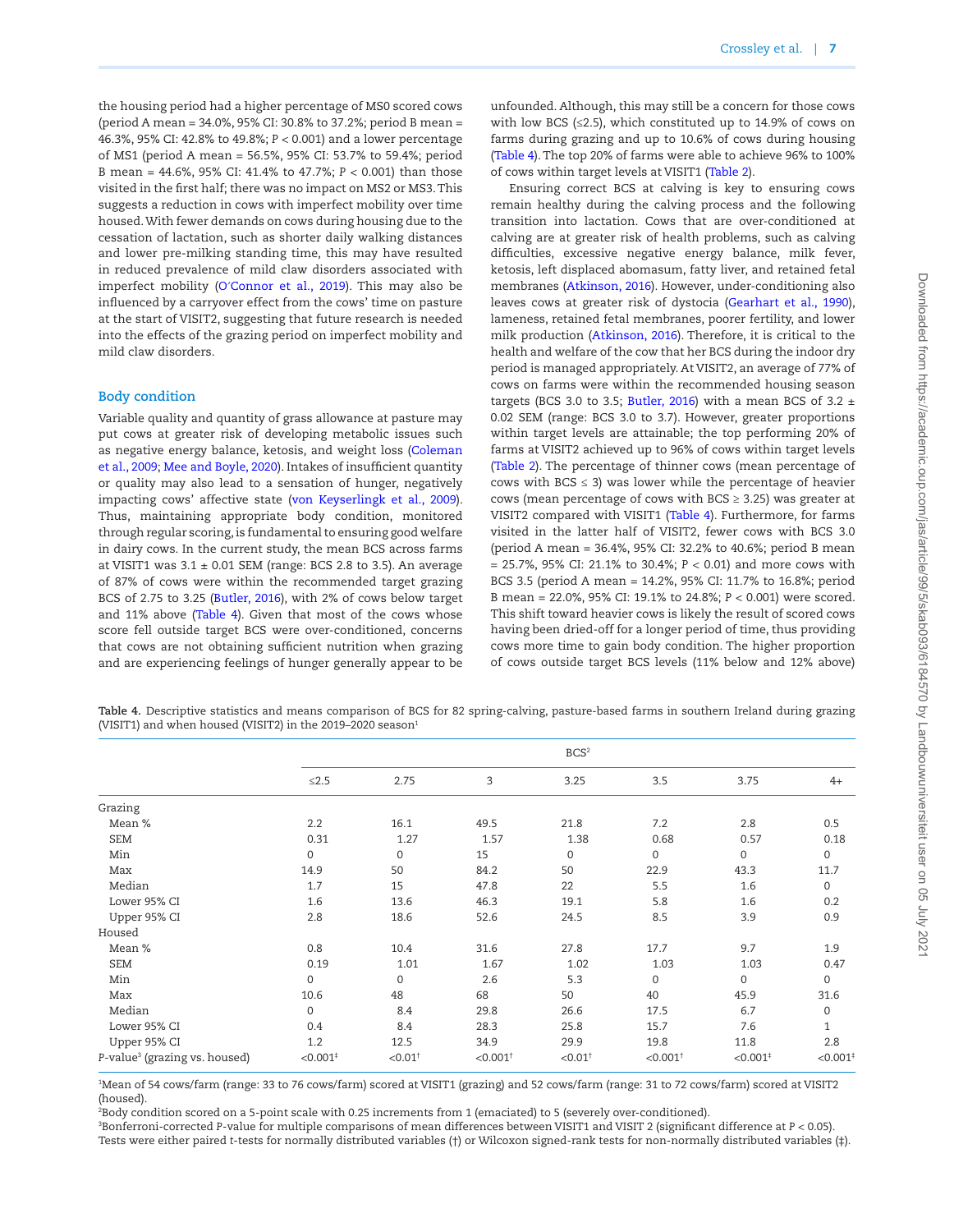the housing period had a higher percentage of MS0 scored cows (period A mean = 34.0%, 95% CI: 30.8% to 37.2%; period B mean = 46.3%, 95% CI: 42.8% to 49.8%; $P < 0.001$) and a lower percentage of MS1 (period A mean = 56.5%, 95% CI: 53.7% to 59.4%; period B mean = 44.6%, 95% CI: 41.4% to 47.7%; $P < 0.001$) than those visited in the first half; there was no impact on MS2 or MS3. This suggests a reduction in cows with imperfect mobility over time housed. With fewer demands on cows during housing due to the cessation of lactation, such as shorter daily walking distances and lower pre-milking standing time, this may have resulted in reduced prevalence of mild claw disorders associated with imperfect mobility (O′Connor et al., 2019). This may also be influenced by a carryover effect from the cows' time on pasture at the start of VISIT2, suggesting that future research is needed into the effects of the grazing period on imperfect mobility and mild claw disorders.

## Body condition

Variable quality and quantity of grass allowance at pasture may put cows at greater risk of developing metabolic issues such as negative energy balance, ketosis, and weight loss (Coleman et al., 2009; Mee and Boyle, 2020). Intakes of insufficient quantity or quality may also lead to a sensation of hunger, negatively impacting cows' affective state (von Keyserlingk et al., 2009). Thus, maintaining appropriate body condition, monitored through regular scoring, is fundamental to ensuring good welfare in dairy cows. In the current study, the mean BCS across farms at VISIT1 was 3.1 ± 0.01 SEM (range: BCS 2.8 to 3.5). An average of 87% of cows were within the recommended target grazing BCS of 2.75 to 3.25 (Butler, 2016), with 2% of cows below target and 11% above (Table 4). Given that most of the cows whose score fell outside target BCS were over-conditioned, concerns that cows are not obtaining sufficient nutrition when grazing and are experiencing feelings of hunger generally appear to be unfounded. Although, this may still be a concern for those cows with low BCS (≤2.5), which constituted up to 14.9% of cows on farms during grazing and up to 10.6% of cows during housing (Table 4). The top 20% of farms were able to achieve 96% to 100% of cows within target levels at VISIT1 (Table 2).

Ensuring correct BCS at calving is key to ensuring cows remain healthy during the calving process and the following transition into lactation. Cows that are over-conditioned at calving are at greater risk of health problems, such as calving difficulties, excessive negative energy balance, milk fever, ketosis, left displaced abomasum, fatty liver, and retained fetal membranes (Atkinson, 2016). However, under-conditioning also leaves cows at greater risk of dystocia (Gearhart et al., 1990), lameness, retained fetal membranes, poorer fertility, and lower milk production (Atkinson, 2016). Therefore, it is critical to the health and welfare of the cow that her BCS during the indoor dry period is managed appropriately. At VISIT2, an average of 77% of cows on farms were within the recommended housing season targets (BCS 3.0 to 3.5; Butler, 2016) with a mean BCS of 3.2 ± 0.02 SEM (range: BCS 3.0 to 3.7). However, greater proportions within target levels are attainable; the top performing 20% of farms at VISIT2 achieved up to 96% of cows within target levels (Table 2). The percentage of thinner cows (mean percentage of cows with BCS ≤ 3) was lower while the percentage of heavier cows (mean percentage of cows with BCS ≥ 3.25) was greater at VISIT2 compared with VISIT1 (Table 4). Furthermore, for farms visited in the latter half of VISIT2, fewer cows with BCS 3.0 (period A mean = 36.4%, 95% CI: 32.2% to 40.6%; period B mean = 25.7%, 95% CI: 21.1% to 30.4%; $P < 0.01$) and more cows with BCS 3.5 (period A mean = 14.2%, 95% CI: 11.7% to 16.8%; period B mean = 22.0%, 95% CI: 19.1% to 24.8%; $P < 0.001$) were scored. This shift toward heavier cows is likely the result of scored cows having been dried-off for a longer period of time, thus providing cows more time to gain body condition. The higher proportion of cows outside target BCS levels (11% below and 12% above)

**Table 4.** Descriptive statistics and means comparison of BCS for 82 spring-calving, pasture-based farms in southern Ireland during grazing (VISIT1) and when housed (VISIT2) in the 2019–2020 season[1]

| | BCS[2] | | | | | | |
|---|---|---|---|---|---|---|---|
| | ≤2.5 | 2.75 | 3 | 3.25 | 3.5 | 3.75 | 4+ |
| Grazing | | | | | | | |
| Mean % | 2.2 | 16.1 | 49.5 | 21.8 | 7.2 | 2.8 | 0.5 |
| SEM | 0.31 | 1.27 | 1.57 | 1.38 | 0.68 | 0.57 | 0.18 |
| Min | 0 | 0 | 15 | 0 | 0 | 0 | 0 |
| Max | 14.9 | 50 | 84.2 | 50 | 22.9 | 43.3 | 11.7 |
| Median | 1.7 | 15 | 47.8 | 22 | 5.5 | 1.6 | 0 |
| Lower 95% CI | 1.6 | 13.6 | 46.3 | 19.1 | 5.8 | 1.6 | 0.2 |
| Upper 95% CI | 2.8 | 18.6 | 52.6 | 24.5 | 8.5 | 3.9 | 0.9 |
| Housed | | | | | | | |
| Mean % | 0.8 | 10.4 | 31.6 | 27.8 | 17.7 | 9.7 | 1.9 |
| SEM | 0.19 | 1.01 | 1.67 | 1.02 | 1.03 | 1.03 | 0.47 |
| Min | 0 | 0 | 2.6 | 5.3 | 0 | 0 | 0 |
| Max | 10.6 | 48 | 68 | 50 | 40 | 45.9 | 31.6 |
| Median | 0 | 8.4 | 29.8 | 26.6 | 17.5 | 6.7 | 0 |
| Lower 95% CI | 0.4 | 8.4 | 28.3 | 25.8 | 15.7 | 7.6 | 1 |
| Upper 95% CI | 1.2 | 12.5 | 34.9 | 29.9 | 19.8 | 11.8 | 2.8 |
| P-value[3] (grazing vs. housed) | <0.001‡ | <0.01† | <0.001† | <0.01† | <0.001† | <0.001‡ | <0.001‡ |

[1]Mean of 54 cows/farm (range: 33 to 76 cows/farm) scored at VISIT1 (grazing) and 52 cows/farm (range: 31 to 72 cows/farm) scored at VISIT2 (housed).
[2]Body condition scored on a 5-point scale with 0.25 increments from 1 (emaciated) to 5 (severely over-conditioned).
[3]Bonferroni-corrected P-value for multiple comparisons of mean differences between VISIT1 and VISIT 2 (significant difference at $P < 0.05$). Tests were either paired t-tests for normally distributed variables (†) or Wilcoxon signed-rank tests for non-normally distributed variables (‡).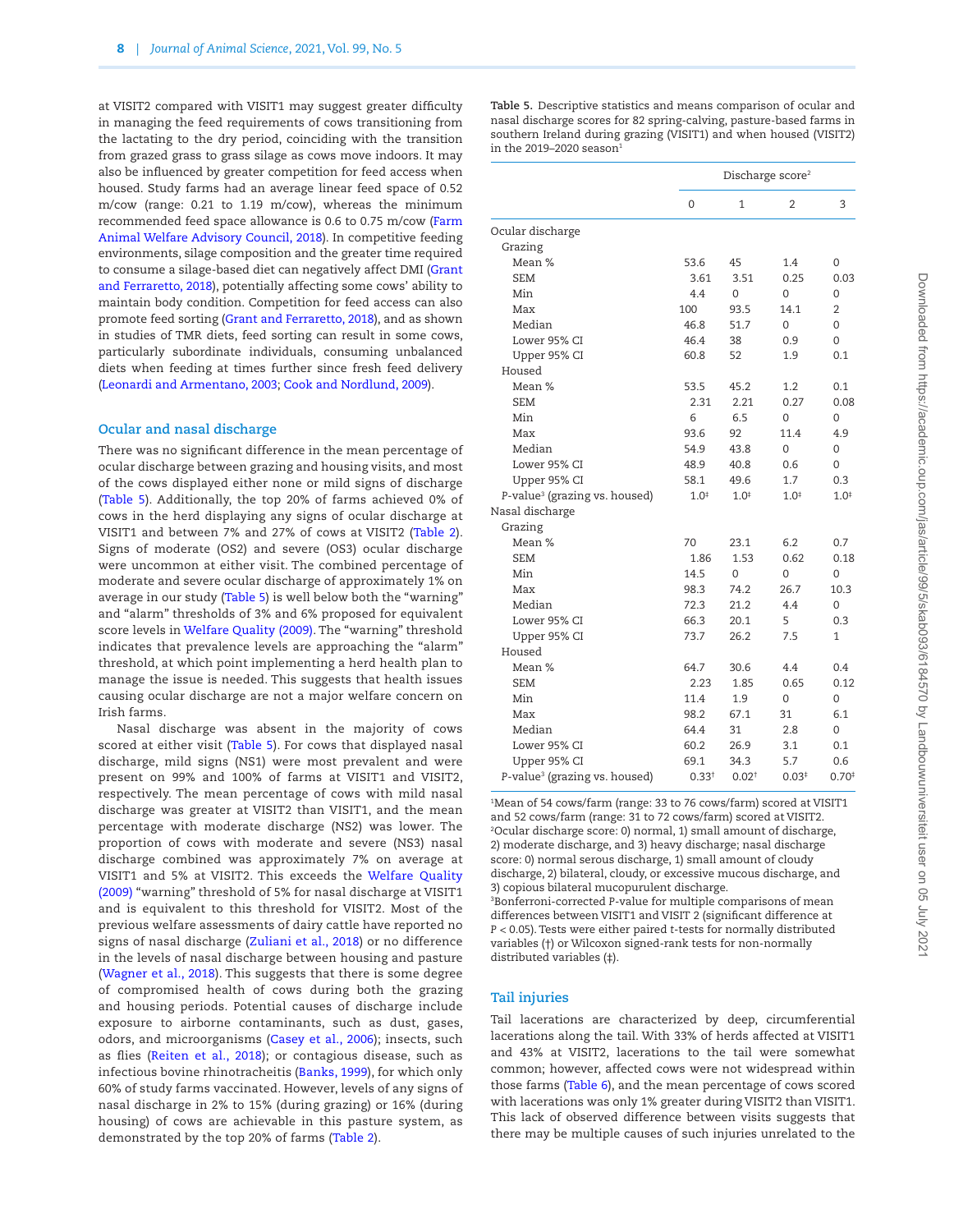at VISIT2 compared with VISIT1 may suggest greater difficulty in managing the feed requirements of cows transitioning from the lactating to the dry period, coinciding with the transition from grazed grass to grass silage as cows move indoors. It may also be influenced by greater competition for feed access when housed. Study farms had an average linear feed space of 0.52 m/cow (range: 0.21 to 1.19 m/cow), whereas the minimum recommended feed space allowance is 0.6 to 0.75 m/cow (Farm Animal Welfare Advisory Council, 2018). In competitive feeding environments, silage composition and the greater time required to consume a silage-based diet can negatively affect DMI (Grant and Ferraretto, 2018), potentially affecting some cows' ability to maintain body condition. Competition for feed access can also promote feed sorting (Grant and Ferraretto, 2018), and as shown in studies of TMR diets, feed sorting can result in some cows, particularly subordinate individuals, consuming unbalanced diets when feeding at times further since fresh feed delivery (Leonardi and Armentano, 2003; Cook and Nordlund, 2009).

## Ocular and nasal discharge

There was no significant difference in the mean percentage of ocular discharge between grazing and housing visits, and most of the cows displayed either none or mild signs of discharge (Table 5). Additionally, the top 20% of farms achieved 0% of cows in the herd displaying any signs of ocular discharge at VISIT1 and between 7% and 27% of cows at VISIT2 (Table 2). Signs of moderate (OS2) and severe (OS3) ocular discharge were uncommon at either visit. The combined percentage of moderate and severe ocular discharge of approximately 1% on average in our study (Table 5) is well below both the "warning" and "alarm" thresholds of 3% and 6% proposed for equivalent score levels in Welfare Quality (2009). The "warning" threshold indicates that prevalence levels are approaching the "alarm" threshold, at which point implementing a herd health plan to manage the issue is needed. This suggests that health issues causing ocular discharge are not a major welfare concern on Irish farms.

Nasal discharge was absent in the majority of cows scored at either visit (Table 5). For cows that displayed nasal discharge, mild signs (NS1) were most prevalent and were present on 99% and 100% of farms at VISIT1 and VISIT2, respectively. The mean percentage of cows with mild nasal discharge was greater at VISIT2 than VISIT1, and the mean percentage with moderate discharge (NS2) was lower. The proportion of cows with moderate and severe (NS3) nasal discharge combined was approximately 7% on average at VISIT1 and 5% at VISIT2. This exceeds the Welfare Quality (2009) "warning" threshold of 5% for nasal discharge at VISIT1 and is equivalent to this threshold for VISIT2. Most of the previous welfare assessments of dairy cattle have reported no signs of nasal discharge (Zuliani et al., 2018) or no difference in the levels of nasal discharge between housing and pasture (Wagner et al., 2018). This suggests that there is some degree of compromised health of cows during both the grazing and housing periods. Potential causes of discharge include exposure to airborne contaminants, such as dust, gases, odors, and microorganisms (Casey et al., 2006); insects, such as flies (Reiten et al., 2018); or contagious disease, such as infectious bovine rhinotracheitis (Banks, 1999), for which only 60% of study farms vaccinated. However, levels of any signs of nasal discharge in 2% to 15% (during grazing) or 16% (during housing) of cows are achievable in this pasture system, as demonstrated by the top 20% of farms (Table 2).

**Table 5.** Descriptive statistics and means comparison of ocular and nasal discharge scores for 82 spring-calving, pasture-based farms in southern Ireland during grazing (VISIT1) and when housed (VISIT2) in the 2019–2020 season[1]

| | Discharge score[2] | | | |
|---|---|---|---|---|
| | 0 | 1 | 2 | 3 |
| **Ocular discharge** | | | | |
| Grazing | | | | |
| Mean % | 53.6 | 45 | 1.4 | 0 |
| SEM | 3.61 | 3.51 | 0.25 | 0.03 |
| Min | 4.4 | 0 | 0 | 0 |
| Max | 100 | 93.5 | 14.1 | 2 |
| Median | 46.8 | 51.7 | 0 | 0 |
| Lower 95% CI | 46.4 | 38 | 0.9 | 0 |
| Upper 95% CI | 60.8 | 52 | 1.9 | 0.1 |
| Housed | | | | |
| Mean % | 53.5 | 45.2 | 1.2 | 0.1 |
| SEM | 2.31 | 2.21 | 0.27 | 0.08 |
| Min | 6 | 6.5 | 0 | 0 |
| Max | 93.6 | 92 | 11.4 | 4.9 |
| Median | 54.9 | 43.8 | 0 | 0 |
| Lower 95% CI | 48.9 | 40.8 | 0.6 | 0 |
| Upper 95% CI | 58.1 | 49.6 | 1.7 | 0.3 |
| P-value[3] (grazing vs. housed) | 1.0‡ | 1.0‡ | 1.0‡ | 1.0‡ |
| **Nasal discharge** | | | | |
| Grazing | | | | |
| Mean % | 70 | 23.1 | 6.2 | 0.7 |
| SEM | 1.86 | 1.53 | 0.62 | 0.18 |
| Min | 14.5 | 0 | 0 | 0 |
| Max | 98.3 | 74.2 | 26.7 | 10.3 |
| Median | 72.3 | 21.2 | 4.4 | 0 |
| Lower 95% CI | 66.3 | 20.1 | 5 | 0.3 |
| Upper 95% CI | 73.7 | 26.2 | 7.5 | 1 |
| Housed | | | | |
| Mean % | 64.7 | 30.6 | 4.4 | 0.4 |
| SEM | 2.23 | 1.85 | 0.65 | 0.12 |
| Min | 11.4 | 1.9 | 0 | 0 |
| Max | 98.2 | 67.1 | 31 | 6.1 |
| Median | 64.4 | 31 | 2.8 | 0 |
| Lower 95% CI | 60.2 | 26.9 | 3.1 | 0.1 |
| Upper 95% CI | 69.1 | 34.3 | 5.7 | 0.6 |
| P-value[3] (grazing vs. housed) | 0.33† | 0.02† | 0.03‡ | 0.70‡ |

[1]Mean of 54 cows/farm (range: 33 to 76 cows/farm) scored at VISIT1 and 52 cows/farm (range: 31 to 72 cows/farm) scored at VISIT2.
[2]Ocular discharge score: 0) normal, 1) small amount of discharge, 2) moderate discharge, and 3) heavy discharge; nasal discharge score: 0) normal serous discharge, 1) small amount of cloudy discharge, 2) bilateral, cloudy, or excessive mucous discharge, and 3) copious bilateral mucopurulent discharge.
[3]Bonferroni-corrected P-value for multiple comparisons of mean differences between VISIT1 and VISIT 2 (significant difference at $P < 0.05$). Tests were either paired t-tests for normally distributed variables (†) or Wilcoxon signed-rank tests for non-normally distributed variables (‡).

## Tail injuries

Tail lacerations are characterized by deep, circumferential lacerations along the tail. With 33% of herds affected at VISIT1 and 43% at VISIT2, lacerations to the tail were somewhat common; however, affected cows were not widespread within those farms (Table 6), and the mean percentage of cows scored with lacerations was only 1% greater during VISIT2 than VISIT1. This lack of observed difference between visits suggests that there may be multiple causes of such injuries unrelated to the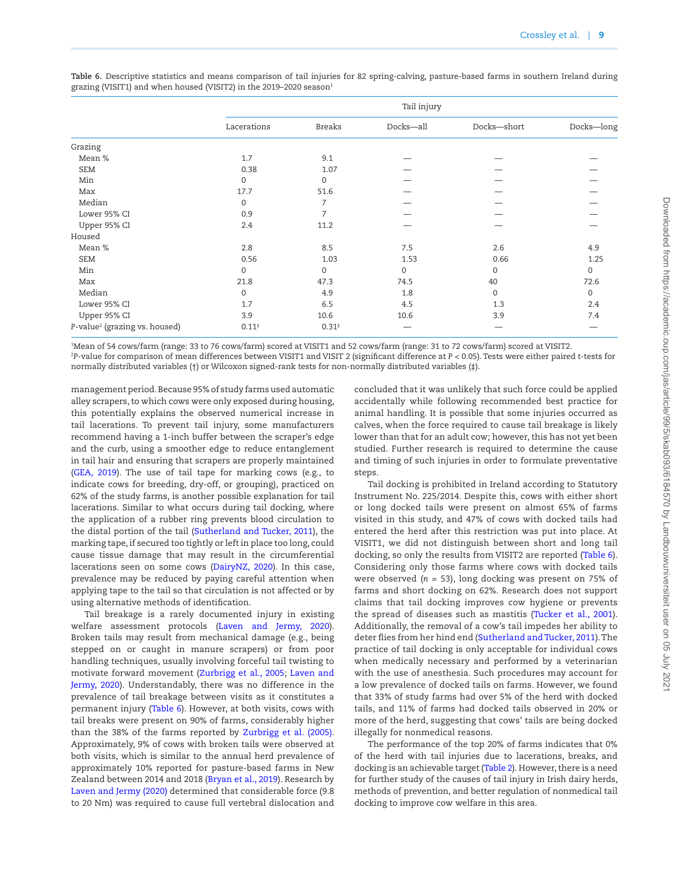**Table 6.** Descriptive statistics and means comparison of tail injuries for 82 spring-calving, pasture-based farms in southern Ireland during grazing (VISIT1) and when housed (VISIT2) in the 2019–2020 season[1]

| | Tail injury | | | | |
|---|---|---|---|---|---|
| | Lacerations | Breaks | Docks—all | Docks—short | Docks—long |
| Grazing | | | | | |
| Mean % | 1.7 | 9.1 | — | — | — |
| SEM | 0.38 | 1.07 | — | — | — |
| Min | 0 | 0 | — | — | — |
| Max | 17.7 | 51.6 | — | — | — |
| Median | 0 | 7 | — | — | — |
| Lower 95% CI | 0.9 | 7 | — | — | — |
| Upper 95% CI | 2.4 | 11.2 | — | — | — |
| Housed | | | | | |
| Mean % | 2.8 | 8.5 | 7.5 | 2.6 | 4.9 |
| SEM | 0.56 | 1.03 | 1.53 | 0.66 | 1.25 |
| Min | 0 | 0 | 0 | 0 | 0 |
| Max | 21.8 | 47.3 | 74.5 | 40 | 72.6 |
| Median | 0 | 4.9 | 1.8 | 0 | 0 |
| Lower 95% CI | 1.7 | 6.5 | 4.5 | 1.3 | 2.4 |
| Upper 95% CI | 3.9 | 10.6 | 10.6 | 3.9 | 7.4 |
| P-value[2] (grazing vs. housed) | 0.11‡ | 0.31‡ | — | — | — |

[1]Mean of 54 cows/farm (range: 33 to 76 cows/farm) scored at VISIT1 and 52 cows/farm (range: 31 to 72 cows/farm) scored at VISIT2.
[2]P-value for comparison of mean differences between VISIT1 and VISIT 2 (significant difference at $P < 0.05$). Tests were either paired *t*-tests for normally distributed variables (†) or Wilcoxon signed-rank tests for non-normally distributed variables (‡).

management period. Because 95% of study farms used automatic alley scrapers, to which cows were only exposed during housing, this potentially explains the observed numerical increase in tail lacerations. To prevent tail injury, some manufacturers recommend having a 1-inch buffer between the scraper's edge and the curb, using a smoother edge to reduce entanglement in tail hair and ensuring that scrapers are properly maintained (GEA, 2019). The use of tail tape for marking cows (e.g., to indicate cows for breeding, dry-off, or grouping), practiced on 62% of the study farms, is another possible explanation for tail lacerations. Similar to what occurs during tail docking, where the application of a rubber ring prevents blood circulation to the distal portion of the tail (Sutherland and Tucker, 2011), the marking tape, if secured too tightly or left in place too long, could cause tissue damage that may result in the circumferential lacerations seen on some cows (DairyNZ, 2020). In this case, prevalence may be reduced by paying careful attention when applying tape to the tail so that circulation is not affected or by using alternative methods of identification.

Tail breakage is a rarely documented injury in existing welfare assessment protocols (Laven and Jermy, 2020). Broken tails may result from mechanical damage (e.g., being stepped on or caught in manure scrapers) or from poor handling techniques, usually involving forceful tail twisting to motivate forward movement (Zurbrigg et al., 2005; Laven and Jermy, 2020). Understandably, there was no difference in the prevalence of tail breakage between visits as it constitutes a permanent injury (Table 6). However, at both visits, cows with tail breaks were present on 90% of farms, considerably higher than the 38% of the farms reported by Zurbrigg et al. (2005). Approximately, 9% of cows with broken tails were observed at both visits, which is similar to the annual herd prevalence of approximately 10% reported for pasture-based farms in New Zealand between 2014 and 2018 (Bryan et al., 2019). Research by Laven and Jermy (2020) determined that considerable force (9.8 to 20 Nm) was required to cause full vertebral dislocation and concluded that it was unlikely that such force could be applied accidentally while following recommended best practice for animal handling. It is possible that some injuries occurred as calves, when the force required to cause tail breakage is likely lower than that for an adult cow; however, this has not yet been studied. Further research is required to determine the cause and timing of such injuries in order to formulate preventative steps.

Tail docking is prohibited in Ireland according to Statutory Instrument No. 225/2014. Despite this, cows with either short or long docked tails were present on almost 65% of farms visited in this study, and 47% of cows with docked tails had entered the herd after this restriction was put into place. At VISIT1, we did not distinguish between short and long tail docking, so only the results from VISIT2 are reported (Table 6). Considering only those farms where cows with docked tails were observed ($n = 53$), long docking was present on 75% of farms and short docking on 62%. Research does not support claims that tail docking improves cow hygiene or prevents the spread of diseases such as mastitis (Tucker et al., 2001). Additionally, the removal of a cow's tail impedes her ability to deter flies from her hind end (Sutherland and Tucker, 2011). The practice of tail docking is only acceptable for individual cows when medically necessary and performed by a veterinarian with the use of anesthesia. Such procedures may account for a low prevalence of docked tails on farms. However, we found that 33% of study farms had over 5% of the herd with docked tails, and 11% of farms had docked tails observed in 20% or more of the herd, suggesting that cows' tails are being docked illegally for nonmedical reasons.

The performance of the top 20% of farms indicates that 0% of the herd with tail injuries due to lacerations, breaks, and docking is an achievable target (Table 2). However, there is a need for further study of the causes of tail injury in Irish dairy herds, methods of prevention, and better regulation of nonmedical tail docking to improve cow welfare in this area.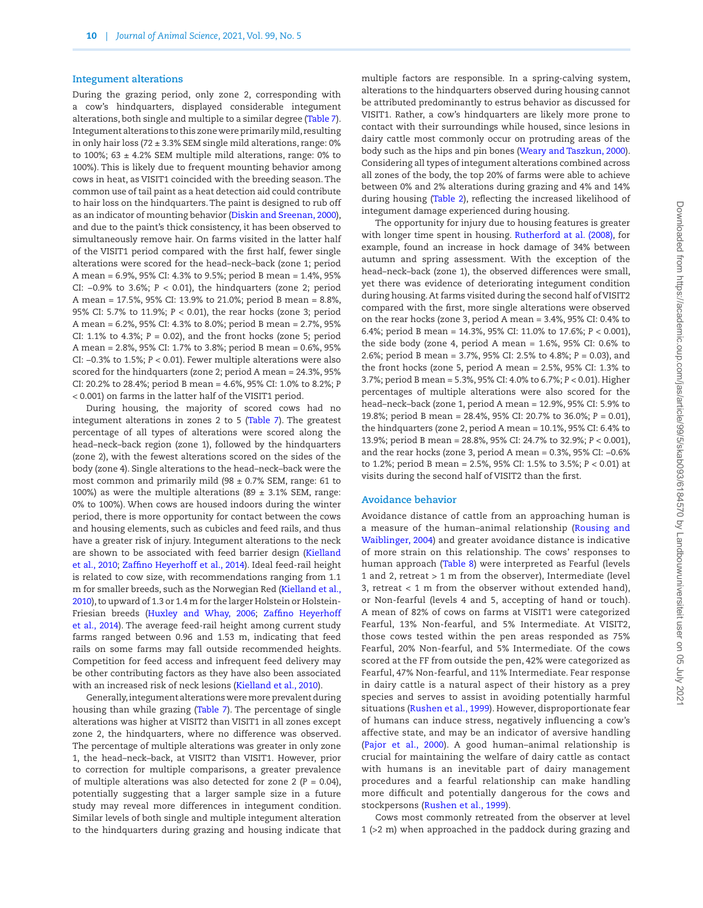### Integument alterations

During the grazing period, only zone 2, corresponding with a cow's hindquarters, displayed considerable integument alterations, both single and multiple to a similar degree (Table 7). Integument alterations to this zone were primarily mild, resulting in only hair loss (72 ± 3.3% SEM single mild alterations, range: 0% to 100%; 63 ± 4.2% SEM multiple mild alterations, range: 0% to 100%). This is likely due to frequent mounting behavior among cows in heat, as VISIT1 coincided with the breeding season. The common use of tail paint as a heat detection aid could contribute to hair loss on the hindquarters. The paint is designed to rub off as an indicator of mounting behavior (Diskin and Sreenan, 2000), and due to the paint's thick consistency, it has been observed to simultaneously remove hair. On farms visited in the latter half of the VISIT1 period compared with the first half, fewer single alterations were scored for the head–neck–back (zone 1; period A mean = 6.9%, 95% CI: 4.3% to 9.5%; period B mean = 1.4%, 95% CI: −0.9% to 3.6%; $P < 0.01$), the hindquarters (zone 2; period A mean = 17.5%, 95% CI: 13.9% to 21.0%; period B mean = 8.8%, 95% CI: 5.7% to 11.9%; $P < 0.01$), the rear hocks (zone 3; period A mean = 6.2%, 95% CI: 4.3% to 8.0%; period B mean = 2.7%, 95% CI: 1.1% to 4.3%; $P = 0.02$), and the front hocks (zone 5; period A mean = 2.8%, 95% CI: 1.7% to 3.8%; period B mean = 0.6%, 95% CI: −0.3% to 1.5%; $P < 0.01$). Fewer multiple alterations were also scored for the hindquarters (zone 2; period A mean = 24.3%, 95% CI: 20.2% to 28.4%; period B mean = 4.6%, 95% CI: 1.0% to 8.2%; $P < 0.001$) on farms in the latter half of the VISIT1 period.

During housing, the majority of scored cows had no integument alterations in zones 2 to 5 (Table 7). The greatest percentage of all types of alterations were scored along the head–neck–back region (zone 1), followed by the hindquarters (zone 2), with the fewest alterations scored on the sides of the body (zone 4). Single alterations to the head–neck–back were the most common and primarily mild (98 ± 0.7% SEM, range: 61 to 100%) as were the multiple alterations (89 ± 3.1% SEM, range: 0% to 100%). When cows are housed indoors during the winter period, there is more opportunity for contact between the cows and housing elements, such as cubicles and feed rails, and thus have a greater risk of injury. Integument alterations to the neck are shown to be associated with feed barrier design (Kielland et al., 2010; Zaffino Heyerhoff et al., 2014). Ideal feed-rail height is related to cow size, with recommendations ranging from 1.1 m for smaller breeds, such as the Norwegian Red (Kielland et al., 2010), to upward of 1.3 or 1.4 m for the larger Holstein or Holstein-Friesian breeds (Huxley and Whay, 2006; Zaffino Heyerhoff et al., 2014). The average feed-rail height among current study farms ranged between 0.96 and 1.53 m, indicating that feed rails on some farms may fall outside recommended heights. Competition for feed access and infrequent feed delivery may be other contributing factors as they have also been associated with an increased risk of neck lesions (Kielland et al., 2010).

Generally, integument alterations were more prevalent during housing than while grazing (Table 7). The percentage of single alterations was higher at VISIT2 than VISIT1 in all zones except zone 2, the hindquarters, where no difference was observed. The percentage of multiple alterations was greater in only zone 1, the head–neck–back, at VISIT2 than VISIT1. However, prior to correction for multiple comparisons, a greater prevalence of multiple alterations was also detected for zone 2 ($P = 0.04$), potentially suggesting that a larger sample size in a future study may reveal more differences in integument condition. Similar levels of both single and multiple integument alteration to the hindquarters during grazing and housing indicate that multiple factors are responsible. In a spring-calving system, alterations to the hindquarters observed during housing cannot be attributed predominantly to estrus behavior as discussed for VISIT1. Rather, a cow's hindquarters are likely more prone to contact with their surroundings while housed, since lesions in dairy cattle most commonly occur on protruding areas of the body such as the hips and pin bones (Weary and Taszkun, 2000). Considering all types of integument alterations combined across all zones of the body, the top 20% of farms were able to achieve between 0% and 2% alterations during grazing and 4% and 14% during housing (Table 2), reflecting the increased likelihood of integument damage experienced during housing.

The opportunity for injury due to housing features is greater with longer time spent in housing. Rutherford at al. (2008), for example, found an increase in hock damage of 34% between autumn and spring assessment. With the exception of the head–neck–back (zone 1), the observed differences were small, yet there was evidence of deteriorating integument condition during housing. At farms visited during the second half of VISIT2 compared with the first, more single alterations were observed on the rear hocks (zone 3, period A mean = 3.4%, 95% CI: 0.4% to 6.4%; period B mean = 14.3%, 95% CI: 11.0% to 17.6%; $P < 0.001$), the side body (zone 4, period A mean = 1.6%, 95% CI: 0.6% to 2.6%; period B mean = 3.7%, 95% CI: 2.5% to 4.8%; $P = 0.03$), and the front hocks (zone 5, period A mean = 2.5%, 95% CI: 1.3% to 3.7%; period B mean = 5.3%, 95% CI: 4.0% to 6.7%; $P < 0.01$). Higher percentages of multiple alterations were also scored for the head–neck–back (zone 1, period A mean = 12.9%, 95% CI: 5.9% to 19.8%; period B mean = 28.4%, 95% CI: 20.7% to 36.0%; $P = 0.01$), the hindquarters (zone 2, period A mean = 10.1%, 95% CI: 6.4% to 13.9%; period B mean = 28.8%, 95% CI: 24.7% to 32.9%; $P < 0.001$), and the rear hocks (zone 3, period A mean = 0.3%, 95% CI: −0.6% to 1.2%; period B mean = 2.5%, 95% CI: 1.5% to 3.5%; $P < 0.01$) at visits during the second half of VISIT2 than the first.

### Avoidance behavior

Avoidance distance of cattle from an approaching human is a measure of the human–animal relationship (Rousing and Waiblinger, 2004) and greater avoidance distance is indicative of more strain on this relationship. The cows' responses to human approach (Table 8) were interpreted as Fearful (levels 1 and 2, retreat > 1 m from the observer), Intermediate (level 3, retreat < 1 m from the observer without extended hand), or Non-fearful (levels 4 and 5, accepting of hand or touch). A mean of 82% of cows on farms at VISIT1 were categorized Fearful, 13% Non-fearful, and 5% Intermediate. At VISIT2, those cows tested within the pen areas responded as 75% Fearful, 20% Non-fearful, and 5% Intermediate. Of the cows scored at the FF from outside the pen, 42% were categorized as Fearful, 47% Non-fearful, and 11% Intermediate. Fear response in dairy cattle is a natural aspect of their history as a prey species and serves to assist in avoiding potentially harmful situations (Rushen et al., 1999). However, disproportionate fear of humans can induce stress, negatively influencing a cow's affective state, and may be an indicator of aversive handling (Pajor et al., 2000). A good human–animal relationship is crucial for maintaining the welfare of dairy cattle as contact with humans is an inevitable part of dairy management procedures and a fearful relationship can make handling more difficult and potentially dangerous for the cows and stockpersons (Rushen et al., 1999).

Cows most commonly retreated from the observer at level 1 (>2 m) when approached in the paddock during grazing and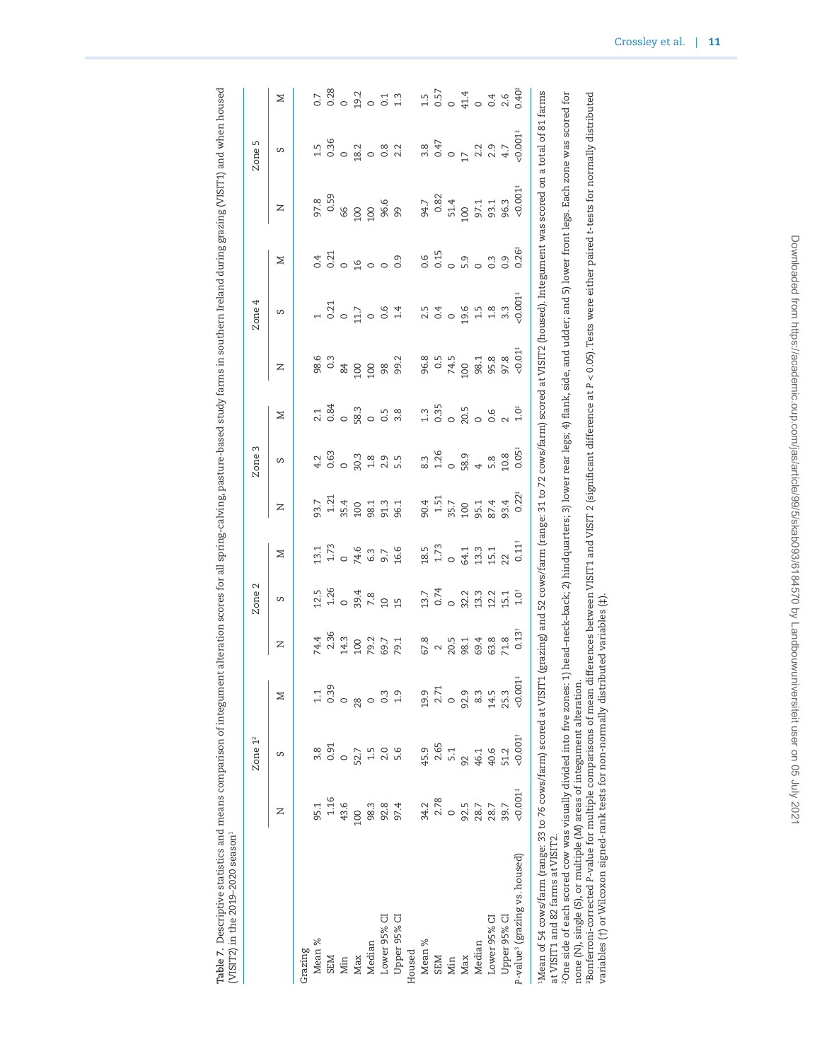**Table 7.** Descriptive statistics and means comparison of integument alteration scores for all spring-calving, pasture-based study farms in southern Ireland during grazing (VISIT1) and when housed (VISIT2) in the 2019–2020 season[1]

| | Zone 1[2] | | | Zone 2 | | | Zone 3 | | | Zone 4 | | | Zone 5 | | |
|---|---|---|---|---|---|---|---|---|---|---|---|---|---|---|---|
| | N | S | M | N | S | M | N | S | M | N | S | M | N | S | M |
| Grazing | | | | | | | | | | | | | | | |
| Mean % | 95.1 | 3.8 | 1.1 | 74.4 | 12.5 | 13.1 | 93.7 | 4.2 | 2.1 | 98.6 | 1 | 0.4 | 97.8 | 1.5 | 0.7 |
| SEM | 1.16 | 0.91 | 0.39 | 2.36 | 1.26 | 1.73 | 1.21 | 0.63 | 0.84 | 0.3 | 0.21 | 0.21 | 0.59 | 0.36 | 0.28 |
| Min | 43.6 | 0 | 0 | 14.3 | 0 | 0 | 35.4 | 0 | 0 | 84 | 0 | 0 | 66 | 0 | 0 |
| Max | 100 | 52.7 | 28 | 100 | 39.4 | 74.6 | 100 | 30.3 | 58.3 | 100 | 11.7 | 16 | 100 | 18.2 | 19.2 |
| Median | 98.3 | 1.5 | 0 | 79.2 | 7.8 | 6.3 | 98.1 | 1.8 | 0 | 100 | 0 | 0 | 100 | 0 | 0 |
| Lower 95% CI | 92.8 | 2.0 | 0.3 | 69.7 | 10 | 9.7 | 91.3 | 2.9 | 0.5 | 98 | 0.6 | 0 | 96.6 | 0.8 | 0.1 |
| Upper 95% CI | 97.4 | 5.6 | 1.9 | 79.1 | 15 | 16.6 | 96.1 | 5.5 | 3.8 | 99.2 | 1.4 | 0.9 | 99 | 2.2 | 1.3 |
| Housed | | | | | | | | | | | | | | | |
| Mean % | 34.2 | 45.9 | 19.9 | 67.8 | 13.7 | 18.5 | 90.4 | 8.3 | 1.3 | 96.8 | 2.5 | 0.6 | 94.7 | 3.8 | 1.5 |
| SEM | 2.78 | 2.65 | 2.71 | 2 | 0.74 | 1.73 | 1.51 | 1.26 | 0.35 | 0.5 | 0.4 | 0.15 | 0.82 | 0.47 | 0.57 |
| Min | 0 | 5.1 | 0 | 20.5 | 0 | 0 | 35.7 | 0 | 0 | 74.5 | 0 | 0 | 51.4 | 0 | 0 |
| Max | 92.5 | 92 | 92.9 | 98.1 | 32.2 | 64.1 | 100 | 58.9 | 20.5 | 100 | 19.6 | 5.9 | 100 | 17 | 41.4 |
| Median | 28.7 | 46.1 | 8.3 | 69.4 | 13.3 | 13.3 | 95.1 | 4 | 0 | 98.1 | 1.5 | 0 | 97.1 | 2.2 | 0 |
| Lower 95% CI | 28.7 | 40.6 | 14.5 | 63.8 | 12.2 | 15.1 | 87.4 | 5.8 | 0.6 | 95.8 | 1.8 | 0.3 | 93.1 | 2.9 | 0.4 |
| Upper 95% CI | 39.7 | 51.2 | 25.3 | 71.8 | 15.1 | 22 | 93.4 | 10.8 | 2 | 97.8 | 3.3 | 0.9 | 96.3 | 4.7 | 2.6 |
| P-value[3] (grazing vs. housed) | <0.001‡ | <0.001† | <0.001‡ | 0.13† | 1.0† | 0.11† | 0.22‡ | 0.05‡ | 1.0‡ | <0.01‡ | <0.001‡ | 0.26‡ | <0.001‡ | <0.001‡ | 0.40‡ |

[1]Mean of 54 cows/farm (range: 33 to 76 cows/farm) scored at VISIT1 (grazing) and 52 cows/farm (range: 31 to 72 cows/farm) scored at VISIT2 (housed). Integument was scored on a total of 81 farms at VISIT1 and 82 farms at VISIT2.

[2]One side of each scored cow was visually divided into five zones: 1) head–neck–back; 2) hindquarters; 3) lower rear legs; 4) flank, side, and udder; and 5) lower front legs. Each zone was scored for none (N), single (S), or multiple (M) areas of integument alteration.

[3]Bonferroni-corrected P-value for multiple comparisons of mean differences between VISIT1 and VISIT 2 (significant difference at $P < 0.05$). Tests were either paired t-tests for normally distributed variables (†) or Wilcoxon signed-rank tests for non-normally distributed variables (‡).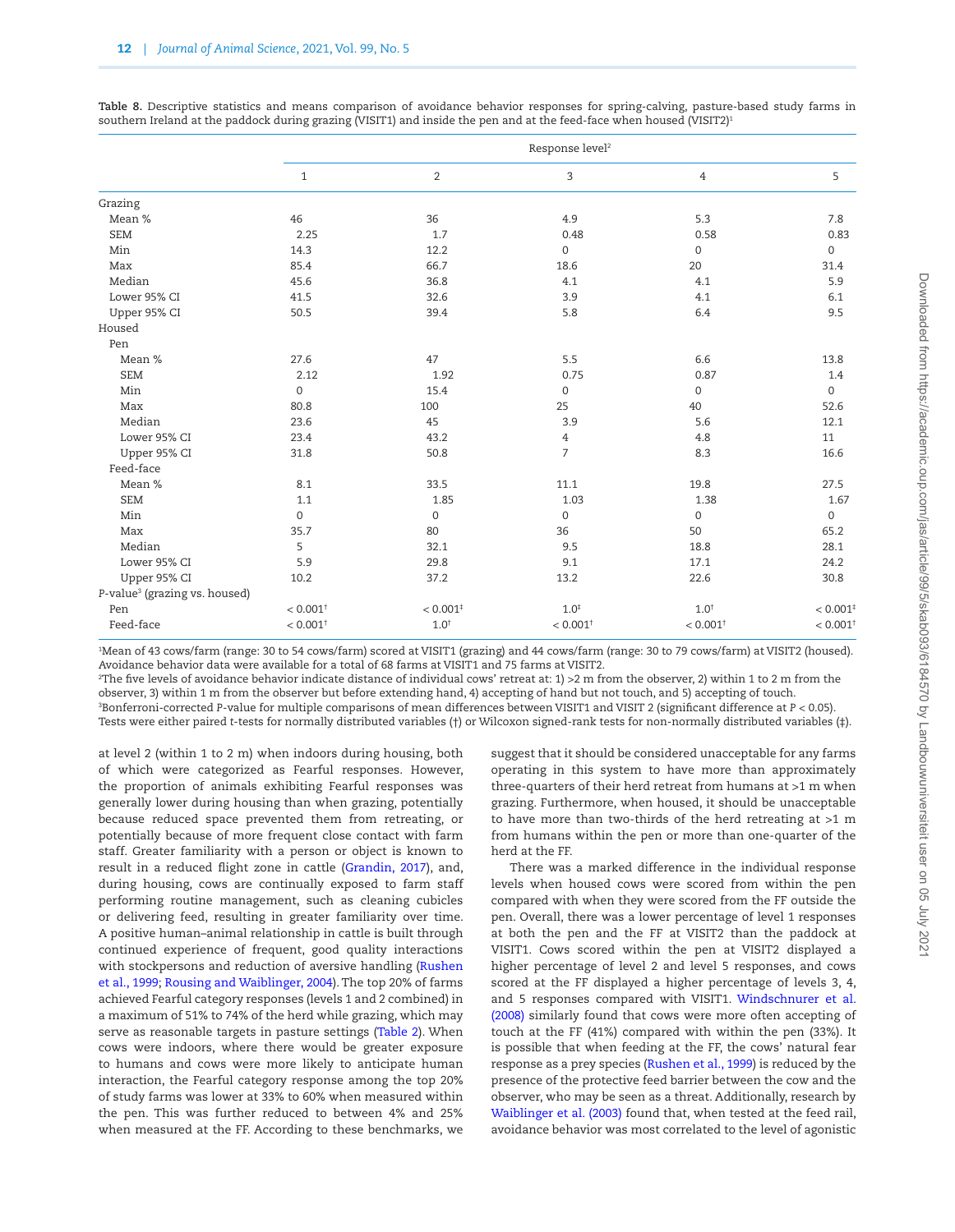**Table 8.** Descriptive statistics and means comparison of avoidance behavior responses for spring-calving, pasture-based study farms in southern Ireland at the paddock during grazing (VISIT1) and inside the pen and at the feed-face when housed (VISIT2)[1]

| | Response level[2] | | | | |
|---|---|---|---|---|---|
| | 1 | 2 | 3 | 4 | 5 |
| Grazing | | | | | |
| Mean % | 46 | 36 | 4.9 | 5.3 | 7.8 |
| SEM | 2.25 | 1.7 | 0.48 | 0.58 | 0.83 |
| Min | 14.3 | 12.2 | 0 | 0 | 0 |
| Max | 85.4 | 66.7 | 18.6 | 20 | 31.4 |
| Median | 45.6 | 36.8 | 4.1 | 4.1 | 5.9 |
| Lower 95% CI | 41.5 | 32.6 | 3.9 | 4.1 | 6.1 |
| Upper 95% CI | 50.5 | 39.4 | 5.8 | 6.4 | 9.5 |
| Housed | | | | | |
| Pen | | | | | |
| Mean % | 27.6 | 47 | 5.5 | 6.6 | 13.8 |
| SEM | 2.12 | 1.92 | 0.75 | 0.87 | 1.4 |
| Min | 0 | 15.4 | 0 | 0 | 0 |
| Max | 80.8 | 100 | 25 | 40 | 52.6 |
| Median | 23.6 | 45 | 3.9 | 5.6 | 12.1 |
| Lower 95% CI | 23.4 | 43.2 | 4 | 4.8 | 11 |
| Upper 95% CI | 31.8 | 50.8 | 7 | 8.3 | 16.6 |
| Feed-face | | | | | |
| Mean % | 8.1 | 33.5 | 11.1 | 19.8 | 27.5 |
| SEM | 1.1 | 1.85 | 1.03 | 1.38 | 1.67 |
| Min | 0 | 0 | 0 | 0 | 0 |
| Max | 35.7 | 80 | 36 | 50 | 65.2 |
| Median | 5 | 32.1 | 9.5 | 18.8 | 28.1 |
| Lower 95% CI | 5.9 | 29.8 | 9.1 | 17.1 | 24.2 |
| Upper 95% CI | 10.2 | 37.2 | 13.2 | 22.6 | 30.8 |
| P-value[3] (grazing vs. housed) | | | | | |
| Pen | < 0.001† | < 0.001‡ | 1.0‡ | 1.0† | < 0.001‡ |
| Feed-face | < 0.001† | 1.0† | < 0.001† | < 0.001† | < 0.001† |

[1]Mean of 43 cows/farm (range: 30 to 54 cows/farm) scored at VISIT1 (grazing) and 44 cows/farm (range: 30 to 79 cows/farm) at VISIT2 (housed). Avoidance behavior data were available for a total of 68 farms at VISIT1 and 75 farms at VISIT2.
[2]The five levels of avoidance behavior indicate distance of individual cows' retreat at: 1) >2 m from the observer, 2) within 1 to 2 m from the observer, 3) within 1 m from the observer but before extending hand, 4) accepting of hand but not touch, and 5) accepting of touch.
[3]Bonferroni-corrected P-value for multiple comparisons of mean differences between VISIT1 and VISIT 2 (significant difference at $P < 0.05$). Tests were either paired t-tests for normally distributed variables (†) or Wilcoxon signed-rank tests for non-normally distributed variables (‡).

at level 2 (within 1 to 2 m) when indoors during housing, both of which were categorized as Fearful responses. However, the proportion of animals exhibiting Fearful responses was generally lower during housing than when grazing, potentially because reduced space prevented them from retreating, or potentially because of more frequent close contact with farm staff. Greater familiarity with a person or object is known to result in a reduced flight zone in cattle (Grandin, 2017), and, during housing, cows are continually exposed to farm staff performing routine management, such as cleaning cubicles or delivering feed, resulting in greater familiarity over time. A positive human–animal relationship in cattle is built through continued experience of frequent, good quality interactions with stockpersons and reduction of aversive handling (Rushen et al., 1999; Rousing and Waiblinger, 2004). The top 20% of farms achieved Fearful category responses (levels 1 and 2 combined) in a maximum of 51% to 74% of the herd while grazing, which may serve as reasonable targets in pasture settings (Table 2). When cows were indoors, where there would be greater exposure to humans and cows were more likely to anticipate human interaction, the Fearful category response among the top 20% of study farms was lower at 33% to 60% when measured within the pen. This was further reduced to between 4% and 25% when measured at the FF. According to these benchmarks, we suggest that it should be considered unacceptable for any farms operating in this system to have more than approximately three-quarters of their herd retreat from humans at >1 m when grazing. Furthermore, when housed, it should be unacceptable to have more than two-thirds of the herd retreating at >1 m from humans within the pen or more than one-quarter of the herd at the FF.

There was a marked difference in the individual response levels when housed cows were scored from within the pen compared with when they were scored from the FF outside the pen. Overall, there was a lower percentage of level 1 responses at both the pen and the FF at VISIT2 than the paddock at VISIT1. Cows scored within the pen at VISIT2 displayed a higher percentage of level 2 and level 5 responses, and cows scored at the FF displayed a higher percentage of levels 3, 4, and 5 responses compared with VISIT1. Windschnurer et al. (2008) similarly found that cows were more often accepting of touch at the FF (41%) compared with within the pen (33%). It is possible that when feeding at the FF, the cows' natural fear response as a prey species (Rushen et al., 1999) is reduced by the presence of the protective feed barrier between the cow and the observer, who may be seen as a threat. Additionally, research by Waiblinger et al. (2003) found that, when tested at the feed rail, avoidance behavior was most correlated to the level of agonistic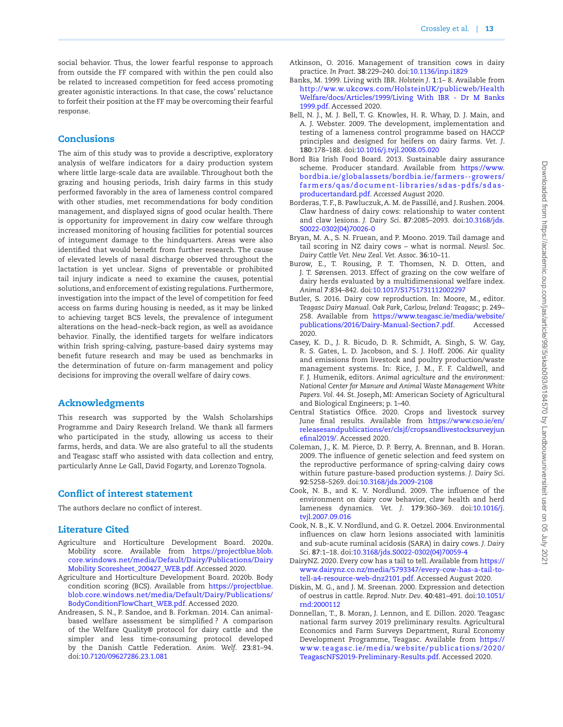social behavior. Thus, the lower fearful response to approach from outside the FF compared with within the pen could also be related to increased competition for feed access promoting greater agonistic interactions. In that case, the cows' reluctance to forfeit their position at the FF may be overcoming their fearful response.

## Conclusions

The aim of this study was to provide a descriptive, exploratory analysis of welfare indicators for a dairy production system where little large-scale data are available. Throughout both the grazing and housing periods, Irish dairy farms in this study performed favorably in the area of lameness control compared with other studies, met recommendations for body condition management, and displayed signs of good ocular health. There is opportunity for improvement in dairy cow welfare through increased monitoring of housing facilities for potential sources of integument damage to the hindquarters. Areas were also identified that would benefit from further research. The cause of elevated levels of nasal discharge observed throughout the lactation is yet unclear. Signs of preventable or prohibited tail injury indicate a need to examine the causes, potential solutions, and enforcement of existing regulations. Furthermore, investigation into the impact of the level of competition for feed access on farms during housing is needed, as it may be linked to achieving target BCS levels, the prevalence of integument alterations on the head–neck–back region, as well as avoidance behavior. Finally, the identified targets for welfare indicators within Irish spring-calving, pasture-based dairy systems may benefit future research and may be used as benchmarks in the determination of future on-farm management and policy decisions for improving the overall welfare of dairy cows.

## Acknowledgments

This research was supported by the Walsh Scholarships Programme and Dairy Research Ireland. We thank all farmers who participated in the study, allowing us access to their farms, herds, and data. We are also grateful to all the students and Teagasc staff who assisted with data collection and entry, particularly Anne Le Gall, David Fogarty, and Lorenzo Tognola.

## Conflict of interest statement

The authors declare no conflict of interest.

## Literature Cited

Agriculture and Horticulture Development Board. 2020a. Mobility score. Available from https://projectblue.blob.core.windows.net/media/Default/Dairy/Publications/Dairy Mobility Scoresheet_200427_WEB.pdf. Accessed 2020.

Agriculture and Horticulture Development Board. 2020b. Body condition scoring (BCS). Available from https://projectblue.blob.core.windows.net/media/Default/Dairy/Publications/BodyConditionFlowChart_WEB.pdf. Accessed 2020.

Andreasen, S. N., P. Sandoe, and B. Forkman. 2014. Can animal-based welfare assessment be simplified? A comparison of the Welfare Quality® protocol for dairy cattle and the simpler and less time-consuming protocol developed by the Danish Cattle Federation. *Anim. Welf.* **23**:81–94. doi:10.7120/09627286.23.1.081

Atkinson, O. 2016. Management of transition cows in dairy practice. *In Pract.* **38**:229–240. doi:10.1136/inp.i1829

Banks, M. 1999. Living with IBR. *Holstein J.* **1**:1– 8. Available from http://ww.w.ukcows.com/HolsteinUK/publicweb/Health Welfare/docs/Articles/1999/Living With IBR - Dr M Banks 1999.pdf. Accessed 2020.

Bell, N. J., M. J. Bell, T. G. Knowles, H. R. Whay, D. J. Main, and A. J. Webster. 2009. The development, implementation and testing of a lameness control programme based on HACCP principles and designed for heifers on dairy farms. *Vet. J.* **180**:178–188. doi:10.1016/j.tvjl.2008.05.020

Bord Bia Irish Food Board. 2013. Sustainable dairy assurance scheme. Producer standard. Available from https://www.bordbia.ie/globalassets/bordbia.ie/farmers--growers/farmers/qas/document-libraries/sdas-pdfs/sdas-producertandard.pdf. *Accessed August* 2020.

Borderas, T. F., B. Pawluczuk, A. M. de Passillé, and J. Rushen. 2004. Claw hardness of dairy cows: relationship to water content and claw lesions. *J. Dairy Sci.* **87**:2085–2093. doi:10.3168/jds.S0022-0302(04)70026-0

Bryan, M. A., S. N. Fruean, and P. Moono. 2019. Tail damage and tail scoring in NZ dairy cows – what is normal. *Newsl. Soc. Dairy Cattle Vet. New Zeal. Vet. Assoc.* **36**:10–11.

Burow, E., T. Rousing, P. T. Thomsen, N. D. Otten, and J. T. Sørensen. 2013. Effect of grazing on the cow welfare of dairy herds evaluated by a multidimensional welfare index. *Animal* **7**:834–842. doi:10.1017/S1751731112002297

Butler, S. 2016. Dairy cow reproduction. In: Moore, M., editor. *Teagasc Dairy Manual. Oak Park, Carlow, Ireland: Teagasc;* p. 249–258. Available from https://www.teagasc.ie/media/website/publications/2016/Dairy-Manual-Section7.pdf. Accessed 2020.

Casey, K. D., J. R. Bicudo, D. R. Schmidt, A. Singh, S. W. Gay, R. S. Gates, L. D. Jacobson, and S. J. Hoff. 2006. Air quality and emissions from livestock and poultry production/waste management systems. In: Rice, J. M., F. F. Caldwell, and F. J. Humenik, editors. *Animal agriculture and the environment: National Center for Manure and Animal Waste Management White Papers. Vol. 44.* St. Joseph, MI: American Society of Agricultural and Biological Engineers; p. 1–40.

Central Statistics Office. 2020. Crops and livestock survey June final results. Available from https://www.cso.ie/en/releasesandpublications/er/clsjf/cropsandlivestocksurveyjunefinal2019/. Accessed 2020.

Coleman, J., K. M. Pierce, D. P. Berry, A. Brennan, and B. Horan. 2009. The influence of genetic selection and feed system on the reproductive performance of spring-calving dairy cows within future pasture-based production systems. *J. Dairy Sci.* **92**:5258–5269. doi:10.3168/jds.2009-2108

Cook, N. B., and K. V. Nordlund. 2009. The influence of the environment on dairy cow behavior, claw health and herd lameness dynamics. *Vet. J.* **179**:360–369. doi:10.1016/j.tvjl.2007.09.016

Cook, N. B., K. V. Nordlund, and G. R. Oetzel. 2004. Environmental influences on claw horn lesions associated with laminitis and sub-acute ruminal acidosis (SARA) in dairy cows. *J. Dairy Sci.* **87**:1–18. doi:10.3168/jds.S0022-0302(04)70059-4

DairyNZ. 2020. Every cow has a tail to tell. Available from https://www.dairynz.co.nz/media/5793347/every-cow-has-a-tail-to-tell-a4-resource-web-dnz2101.pdf. Accessed August 2020.

Diskin, M. G., and J. M. Sreenan. 2000. Expression and detection of oestrus in cattle. *Reprod. Nutr. Dev.* **40**:481–491. doi:10.1051/rnd:2000112

Donnellan, T., B. Moran, J. Lennon, and E. Dillon. 2020. Teagasc national farm survey 2019 preliminary results. Agricultural Economics and Farm Surveys Department, Rural Economy Development Programme, Teagasc. Available from https://www.teagasc.ie/media/website/publications/2020/TeagascNFS2019-Preliminary-Results.pdf. Accessed 2020.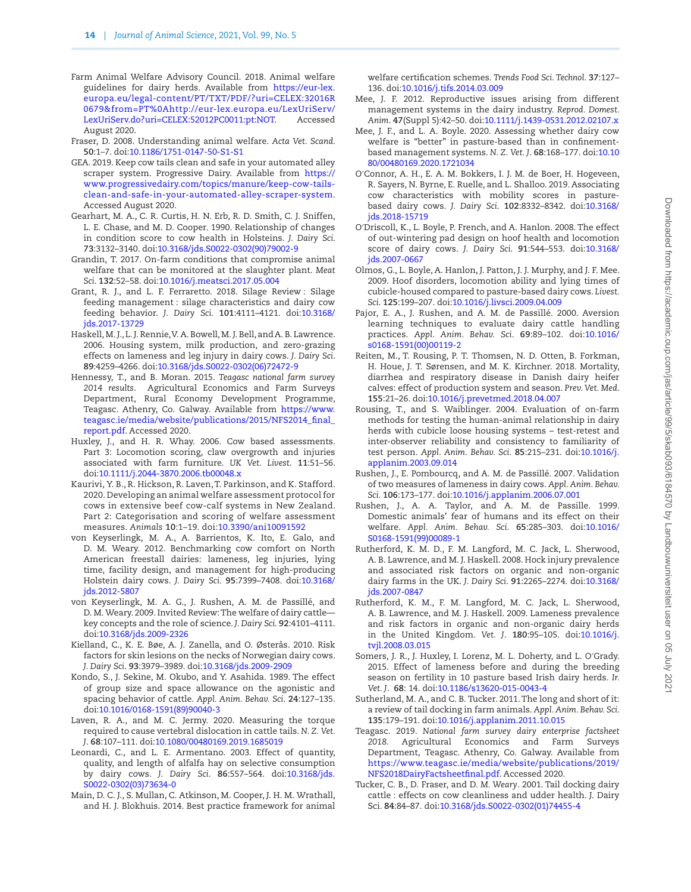Farm Animal Welfare Advisory Council. 2018. Animal welfare guidelines for dairy herds. Available from https://eur-lex.europa.eu/legal-content/PT/TXT/PDF/?uri=CELEX:32016R0679&from=PT%0Ahttp://eur-lex.europa.eu/LexUriServ/LexUriServ.do?uri=CELEX:52012PC0011:pt:NOT. Accessed August 2020.

Fraser, D. 2008. Understanding animal welfare. *Acta Vet. Scand.* **50**:1–7. doi:10.1186/1751-0147-50-S1-S1

GEA. 2019. Keep cow tails clean and safe in your automated alley scraper system. Progressive Dairy. Available from https://www.progressivedairy.com/topics/manure/keep-cow-tails-clean-and-safe-in-your-automated-alley-scraper-system. Accessed August 2020.

Gearhart, M. A., C. R. Curtis, H. N. Erb, R. D. Smith, C. J. Sniffen, L. E. Chase, and M. D. Cooper. 1990. Relationship of changes in condition score to cow health in Holsteins. *J. Dairy Sci.* **73**:3132–3140. doi:10.3168/jds.S0022-0302(90)79002-9

Grandin, T. 2017. On-farm conditions that compromise animal welfare that can be monitored at the slaughter plant. *Meat Sci.* **132**:52–58. doi:10.1016/j.meatsci.2017.05.004

Grant, R. J., and L. F. Ferraretto. 2018. Silage Review : Silage feeding management : silage characteristics and dairy cow feeding behavior. *J. Dairy Sci.* **101**:4111–4121. doi:10.3168/jds.2017-13729

Haskell, M. J., L. J. Rennie, V. A. Bowell, M. J. Bell, and A. B. Lawrence. 2006. Housing system, milk production, and zero-grazing effects on lameness and leg injury in dairy cows. *J. Dairy Sci.* **89**:4259–4266. doi:10.3168/jds.S0022-0302(06)72472-9

Hennessy, T., and B. Moran. 2015. *Teagasc national farm survey 2014 results*. Agricultural Economics and Farm Surveys Department, Rural Economy Development Programme, Teagasc. Athenry, Co. Galway. Available from https://www.teagasc.ie/media/website/publications/2015/NFS2014_final_report.pdf. Accessed 2020.

Huxley, J., and H. R. Whay. 2006. Cow based assessments. Part 3: Locomotion scoring, claw overgrowth and injuries associated with farm furniture. *UK Vet. Livest.* **11**:51–56. doi:10.1111/j.2044-3870.2006.tb00048.x

Kaurivi, Y. B., R. Hickson, R. Laven, T. Parkinson, and K. Stafford. 2020. Developing an animal welfare assessment protocol for cows in extensive beef cow-calf systems in New Zealand. Part 2: Categorisation and scoring of welfare assessment measures. *Animals* **10**:1–19. doi:10.3390/ani10091592

von Keyserlingk, M. A., A. Barrientos, K. Ito, E. Galo, and D. M. Weary. 2012. Benchmarking cow comfort on North American freestall dairies: lameness, leg injuries, lying time, facility design, and management for high-producing Holstein dairy cows. *J. Dairy Sci.* **95**:7399–7408. doi:10.3168/jds.2012-5807

von Keyserlingk, M. A. G., J. Rushen, A. M. de Passillé, and D. M. Weary. 2009. Invited Review: The welfare of dairy cattle—key concepts and the role of science. *J. Dairy Sci.* **92**:4101–4111. doi:10.3168/jds.2009-2326

Kielland, C., K. E. Bøe, A. J. Zanella, and O. Østerås. 2010. Risk factors for skin lesions on the necks of Norwegian dairy cows. *J. Dairy Sci.* **93**:3979–3989. doi:10.3168/jds.2009-2909

Kondo, S., J. Sekine, M. Okubo, and Y. Asahida. 1989. The effect of group size and space allowance on the agonistic and spacing behavior of cattle. *Appl. Anim. Behav. Sci.* **24**:127–135. doi:10.1016/0168-1591(89)90040-3

Laven, R. A., and M. C. Jermy. 2020. Measuring the torque required to cause vertebral dislocation in cattle tails. *N. Z. Vet. J.* **68**:107–111. doi:10.1080/00480169.2019.1685019

Leonardi, C., and L. E. Armentano. 2003. Effect of quantity, quality, and length of alfalfa hay on selective consumption by dairy cows. *J. Dairy Sci.* **86**:557–564. doi:10.3168/jds.S0022-0302(03)73634-0

Main, D. C. J., S. Mullan, C. Atkinson, M. Cooper, J. H. M. Wrathall, and H. J. Blokhuis. 2014. Best practice framework for animal welfare certification schemes. *Trends Food Sci. Technol.* **37**:127–136. doi:10.1016/j.tifs.2014.03.009

Mee, J. F. 2012. Reproductive issues arising from different management systems in the dairy industry. *Reprod. Domest. Anim.* **47**(Suppl 5):42–50. doi:10.1111/j.1439-0531.2012.02107.x

Mee, J. F., and L. A. Boyle. 2020. Assessing whether dairy cow welfare is "better" in pasture-based than in confinement-based management systems. *N. Z. Vet. J.* **68**:168–177. doi:10.1080/00480169.2020.1721034

O′Connor, A. H., E. A. M. Bokkers, I. J. M. de Boer, H. Hogeveen, R. Sayers, N. Byrne, E. Ruelle, and L. Shalloo. 2019. Associating cow characteristics with mobility scores in pasture-based dairy cows. *J. Dairy Sci.* **102**:8332–8342. doi:10.3168/jds.2018-15719

O′Driscoll, K., L. Boyle, P. French, and A. Hanlon. 2008. The effect of out-wintering pad design on hoof health and locomotion score of dairy cows. *J. Dairy Sci.* **91**:544–553. doi:10.3168/jds.2007-0667

Olmos, G., L. Boyle, A. Hanlon, J. Patton, J. J. Murphy, and J. F. Mee. 2009. Hoof disorders, locomotion ability and lying times of cubicle-housed compared to pasture-based dairy cows. *Livest. Sci.* **125**:199–207. doi:10.1016/j.livsci.2009.04.009

Pajor, E. A., J. Rushen, and A. M. de Passillé. 2000. Aversion learning techniques to evaluate dairy cattle handling practices. *Appl. Anim. Behav. Sci.* **69**:89–102. doi:10.1016/s0168-1591(00)00119-2

Reiten, M., T. Rousing, P. T. Thomsen, N. D. Otten, B. Forkman, H. Houe, J. T. Sørensen, and M. K. Kirchner. 2018. Mortality, diarrhea and respiratory disease in Danish dairy heifer calves: effect of production system and season. *Prev. Vet. Med.* **155**:21–26. doi:10.1016/j.prevetmed.2018.04.007

Rousing, T., and S. Waiblinger. 2004. Evaluation of on-farm methods for testing the human-animal relationship in dairy herds with cubicle loose housing systems – test-retest and inter-observer reliability and consistency to familiarity of test person. *Appl. Anim. Behav. Sci.* **85**:215–231. doi:10.1016/j.applanim.2003.09.014

Rushen, J., E. Pombourcq, and A. M. de Passillé. 2007. Validation of two measures of lameness in dairy cows. *Appl. Anim. Behav. Sci.* **106**:173–177. doi:10.1016/j.applanim.2006.07.001

Rushen, J., A. A. Taylor, and A. M. de Passille. 1999. Domestic animals' fear of humans and its effect on their welfare. *Appl. Anim. Behav. Sci.* **65**:285–303. doi:10.1016/S0168-1591(99)00089-1

Rutherford, K. M. D., F. M. Langford, M. C. Jack, L. Sherwood, A. B. Lawrence, and M. J. Haskell. 2008. Hock injury prevalence and associated risk factors on organic and non-organic dairy farms in the UK. *J. Dairy Sci.* **91**:2265–2274. doi:10.3168/jds.2007-0847

Rutherford, K. M. D., F. M. Langford, M. C. Jack, L. Sherwood, A. B. Lawrence, and M. J. Haskell. 2009. Lameness prevalence and risk factors in organic and non-organic dairy herds in the United Kingdom. *Vet. J.* **180**:95–105. doi:10.1016/j.tvjl.2008.03.015

Somers, J. R., J. Huxley, I. Lorenz, M. L. Doherty, and L. O′Grady. 2015. Effect of lameness before and during the breeding season on fertility in 10 pasture based Irish dairy herds. *Ir. Vet. J.* **68**: 14. doi:10.1186/s13620-015-0043-4

Sutherland, M. A., and C. B. Tucker. 2011. The long and short of it: a review of tail docking in farm animals. *Appl. Anim. Behav. Sci.* **135**:179–191. doi:10.1016/j.applanim.2011.10.015

Teagasc. 2019. *National farm survey dairy enterprise factsheet 2018*. Agricultural Economics and Farm Surveys Department, Teagasc. Athenry, Co. Galway. Available from https://www.teagasc.ie/media/website/publications/2019/NFS2018DairyFactsheetfinal.pdf. Accessed 2020.

Tucker, C. B., D. Fraser, and D. M. Weary. 2001. Tail docking dairy cattle : effects on cow cleanliness and udder health. J. Dairy Sci. **84**:84–87. doi:10.3168/jds.S0022-0302(01)74455-4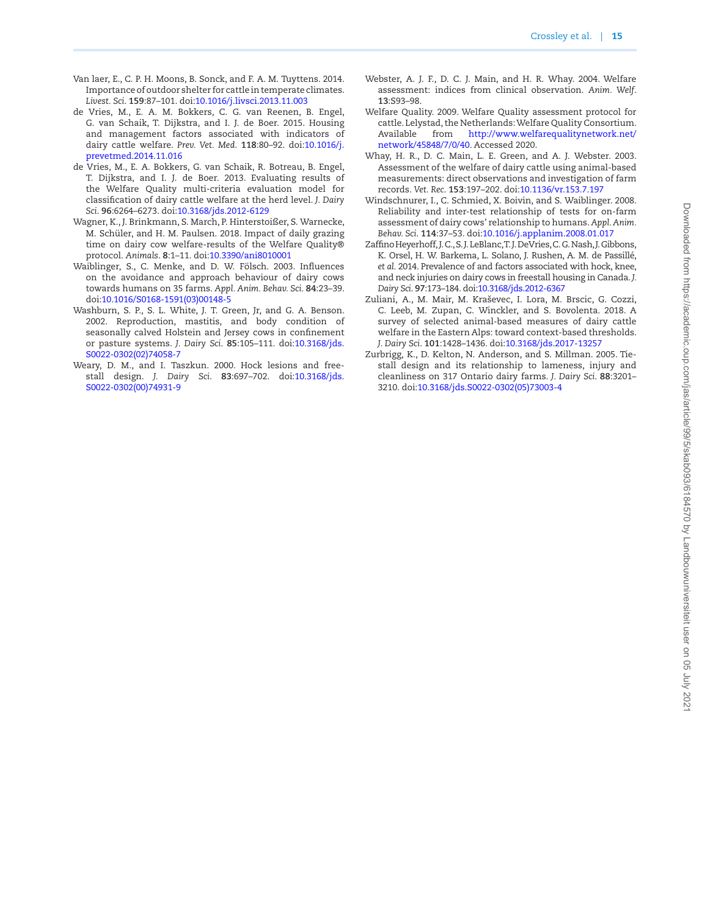Van laer, E., C. P. H. Moons, B. Sonck, and F. A. M. Tuyttens. 2014. Importance of outdoor shelter for cattle in temperate climates. *Livest. Sci.* **159**:87–101. doi:10.1016/j.livsci.2013.11.003

de Vries, M., E. A. M. Bokkers, C. G. van Reenen, B. Engel, G. van Schaik, T. Dijkstra, and I. J. de Boer. 2015. Housing and management factors associated with indicators of dairy cattle welfare. *Prev. Vet. Med.* **118**:80–92. doi:10.1016/j.prevetmed.2014.11.016

de Vries, M., E. A. Bokkers, G. van Schaik, R. Botreau, B. Engel, T. Dijkstra, and I. J. de Boer. 2013. Evaluating results of the Welfare Quality multi-criteria evaluation model for classification of dairy cattle welfare at the herd level. *J. Dairy Sci.* **96**:6264–6273. doi:10.3168/jds.2012-6129

Wagner, K., J. Brinkmann, S. March, P. Hinterstoißer, S. Warnecke, M. Schüler, and H. M. Paulsen. 2018. Impact of daily grazing time on dairy cow welfare-results of the Welfare Quality® protocol. *Animals.* **8**:1–11. doi:10.3390/ani8010001

Waiblinger, S., C. Menke, and D. W. Fölsch. 2003. Influences on the avoidance and approach behaviour of dairy cows towards humans on 35 farms. *Appl. Anim. Behav. Sci.* **84**:23–39. doi:10.1016/S0168-1591(03)00148-5

Washburn, S. P., S. L. White, J. T. Green, Jr, and G. A. Benson. 2002. Reproduction, mastitis, and body condition of seasonally calved Holstein and Jersey cows in confinement or pasture systems. *J. Dairy Sci.* **85**:105–111. doi:10.3168/jds.S0022-0302(02)74058-7

Weary, D. M., and I. Taszkun. 2000. Hock lesions and free-stall design. *J. Dairy Sci.* **83**:697–702. doi:10.3168/jds.S0022-0302(00)74931-9

Webster, A. J. F., D. C. J. Main, and H. R. Whay. 2004. Welfare assessment: indices from clinical observation. *Anim. Welf.* **13**:S93–98.

Welfare Quality. 2009. Welfare Quality assessment protocol for cattle. Lelystad, the Netherlands: Welfare Quality Consortium. Available from http://www.welfarequalitynetwork.net/network/45848/7/0/40. Accessed 2020.

Whay, H. R., D. C. Main, L. E. Green, and A. J. Webster. 2003. Assessment of the welfare of dairy cattle using animal-based measurements: direct observations and investigation of farm records. *Vet. Rec.* **153**:197–202. doi:10.1136/vr.153.7.197

Windschnurer, I., C. Schmied, X. Boivin, and S. Waiblinger. 2008. Reliability and inter-test relationship of tests for on-farm assessment of dairy cows' relationship to humans. *Appl. Anim. Behav. Sci.* **114**:37–53. doi:10.1016/j.applanim.2008.01.017

Zaffino Heyerhoff, J. C., S. J. LeBlanc, T. J. DeVries, C. G. Nash, J. Gibbons, K. Orsel, H. W. Barkema, L. Solano, J. Rushen, A. M. de Passillé, *et al.* 2014. Prevalence of and factors associated with hock, knee, and neck injuries on dairy cows in freestall housing in Canada. *J. Dairy Sci.* **97**:173–184. doi:10.3168/jds.2012-6367

Zuliani, A., M. Mair, M. Kraševec, I. Lora, M. Brscic, G. Cozzi, C. Leeb, M. Zupan, C. Winckler, and S. Bovolenta. 2018. A survey of selected animal-based measures of dairy cattle welfare in the Eastern Alps: toward context-based thresholds. *J. Dairy Sci.* **101**:1428–1436. doi:10.3168/jds.2017-13257

Zurbrigg, K., D. Kelton, N. Anderson, and S. Millman. 2005. Tie-stall design and its relationship to lameness, injury and cleanliness on 317 Ontario dairy farms. *J. Dairy Sci.* **88**:3201–3210. doi:10.3168/jds.S0022-0302(05)73003-4